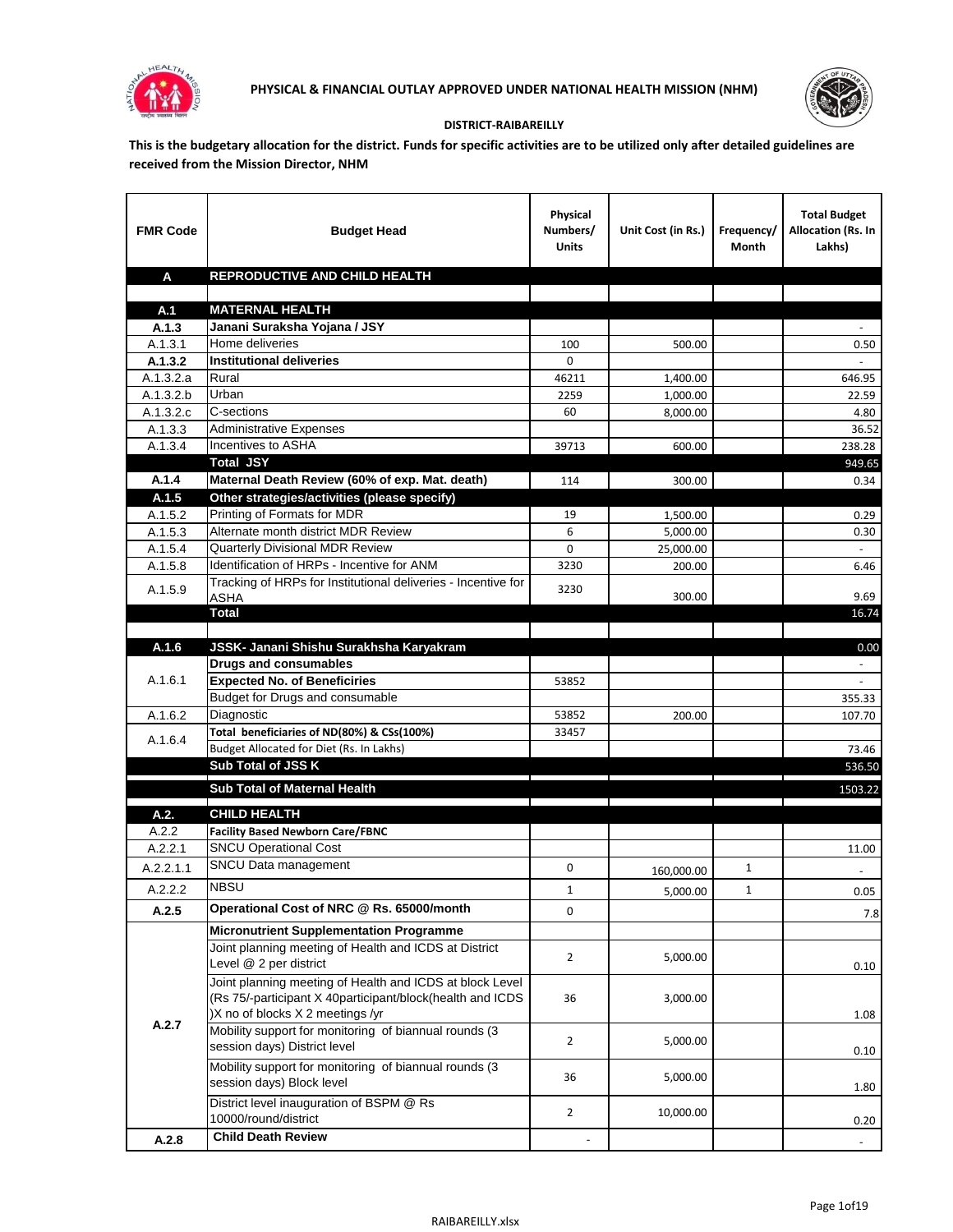**PHYSICAL & FINANCIAL OUTLAY APPROVED UNDER NATIONAL HEALTH MISSION (NHM)**

**DISTRICT-RAIBAREILLY**

**This is the budgetary allocation for the district. Funds for specific activities are to be utilized only after detailed guidelines are received from the Mission Director, NHM**

| FMR Code | Budget Head | Physical Numbers/ Units | Unit Cost (in Rs.) | Frequency/ Month | Total Budget Allocation (Rs. In Lakhs) |
|---|---|---|---|---|---|
| **A** | **REPRODUCTIVE AND CHILD HEALTH** | | | | |
| | | | | | |
| **A.1** | **MATERNAL HEALTH** | | | | |
| **A.1.3** | **Janani Suraksha Yojana / JSY** | | | | - |
| A.1.3.1 | Home deliveries | 100 | 500.00 | | 0.50 |
| **A.1.3.2** | **Institutional deliveries** | 0 | | | - |
| A.1.3.2.a | Rural | 46211 | 1,400.00 | | 646.95 |
| A.1.3.2.b | Urban | 2259 | 1,000.00 | | 22.59 |
| A.1.3.2.c | C-sections | 60 | 8,000.00 | | 4.80 |
| A.1.3.3 | Administrative Expenses | | | | 36.52 |
| A.1.3.4 | Incentives to ASHA | 39713 | 600.00 | | 238.28 |
| | **Total JSY** | | | | 949.65 |
| **A.1.4** | **Maternal Death Review (60% of exp. Mat. death)** | 114 | 300.00 | | 0.34 |
| **A.1.5** | **Other strategies/activities (please specify)** | | | | |
| A.1.5.2 | Printing of Formats for MDR | 19 | 1,500.00 | | 0.29 |
| A.1.5.3 | Alternate month district MDR Review | 6 | 5,000.00 | | 0.30 |
| A.1.5.4 | Quarterly Divisional MDR Review | 0 | 25,000.00 | | - |
| A.1.5.8 | Identification of HRPs - Incentive for ANM | 3230 | 200.00 | | 6.46 |
| A.1.5.9 | Tracking of HRPs for Institutional deliveries - Incentive for ASHA | 3230 | 300.00 | | 9.69 |
| | **Total** | | | | 16.74 |
| | | | | | |
| **A.1.6** | **JSSK- Janani Shishu Surakhsha Karyakram** | | | | 0.00 |
| A.1.6.1 | **Drugs and consumables** | | | | - |
| | **Expected No. of Beneficiries** | 53852 | | | - |
| | Budget for Drugs and consumable | | | | 355.33 |
| A.1.6.2 | Diagnostic | 53852 | 200.00 | | 107.70 |
| A.1.6.4 | **Total beneficiaries of ND(80%) & CSs(100%)** | 33457 | | | |
| | Budget Allocated for Diet (Rs. In Lakhs) | | | | 73.46 |
| | **Sub Total of JSS K** | | | | 536.50 |
| | **Sub Total of Maternal Health** | | | | 1503.22 |
| **A.2.** | **CHILD HEALTH** | | | | |
| A.2.2 | **Facility Based Newborn Care/FBNC** | | | | |
| A.2.2.1 | SNCU Operational Cost | | | | 11.00 |
| A.2.2.1.1 | SNCU Data management | 0 | 160,000.00 | 1 | - |
| A.2.2.2 | NBSU | 1 | 5,000.00 | 1 | 0.05 |
| **A.2.5** | **Operational Cost of NRC @ Rs. 65000/month** | 0 | | | 7.8 |
| A.2.7 | **Micronutrient Supplementation Programme** | | | | |
| | Joint planning meeting of Health and ICDS at District Level @ 2 per district | 2 | 5,000.00 | | 0.10 |
| | Joint planning meeting of Health and ICDS at block Level (Rs 75/-participant X 40participant/block(health and ICDS )X no of blocks X 2 meetings /yr | 36 | 3,000.00 | | 1.08 |
| | Mobility support for monitoring of biannual rounds (3 session days) District level | 2 | 5,000.00 | | 0.10 |
| | Mobility support for monitoring of biannual rounds (3 session days) Block level | 36 | 5,000.00 | | 1.80 |
| | District level inauguration of BSPM @ Rs 10000/round/district | 2 | 10,000.00 | | 0.20 |
| **A.2.8** | **Child Death Review** | - | | | - |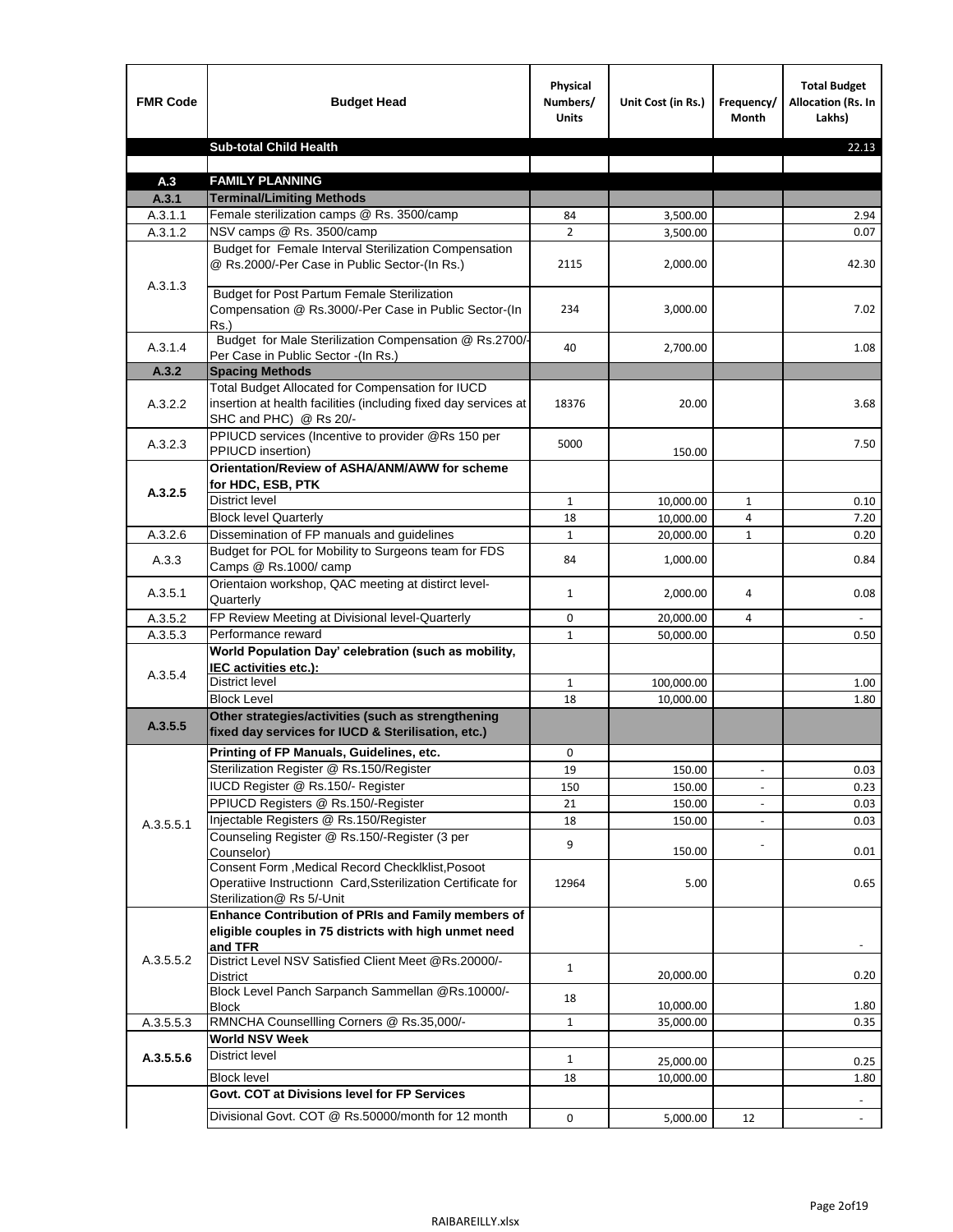| FMR Code | Budget Head | Physical Numbers/ Units | Unit Cost (in Rs.) | Frequency/ Month | Total Budget Allocation (Rs. In Lakhs) |
|---|---|---|---|---|---|
| | **Sub-total Child Health** | | | | 22.13 |
| | | | | | |
| **A.3** | **FAMILY PLANNING** | | | | |
| **A.3.1** | **Terminal/Limiting Methods** | | | | |
| A.3.1.1 | Female sterilization camps @ Rs. 3500/camp | 84 | 3,500.00 | | 2.94 |
| A.3.1.2 | NSV camps @ Rs. 3500/camp | 2 | 3,500.00 | | 0.07 |
| A.3.1.3 | Budget for Female Interval Sterilization Compensation @ Rs.2000/-Per Case in Public Sector-(In Rs.) | 2115 | 2,000.00 | | 42.30 |
| | Budget for Post Partum Female Sterilization Compensation @ Rs.3000/-Per Case in Public Sector-(In Rs.) | 234 | 3,000.00 | | 7.02 |
| A.3.1.4 | Budget for Male Sterilization Compensation @ Rs.2700/-Per Case in Public Sector -(In Rs.) | 40 | 2,700.00 | | 1.08 |
| **A.3.2** | **Spacing Methods** | | | | |
| A.3.2.2 | Total Budget Allocated for Compensation for IUCD insertion at health facilities (including fixed day services at SHC and PHC) @ Rs 20/- | 18376 | 20.00 | | 3.68 |
| A.3.2.3 | PPIUCD services (Incentive to provider @Rs 150 per PPIUCD insertion) | 5000 | 150.00 | | 7.50 |
| **A.3.2.5** | **Orientation/Review of ASHA/ANM/AWW for scheme for HDC, ESB, PTK** | | | | |
| | District level | 1 | 10,000.00 | 1 | 0.10 |
| | Block level Quarterly | 18 | 10,000.00 | 4 | 7.20 |
| A.3.2.6 | Dissemination of FP manuals and guidelines | 1 | 20,000.00 | 1 | 0.20 |
| A.3.3 | Budget for POL for Mobility to Surgeons team for FDS Camps @ Rs.1000/ camp | 84 | 1,000.00 | | 0.84 |
| A.3.5.1 | Orientaion workshop, QAC meeting at distirct level-Quarterly | 1 | 2,000.00 | 4 | 0.08 |
| A.3.5.2 | FP Review Meeting at Divisional level-Quarterly | 0 | 20,000.00 | 4 | - |
| A.3.5.3 | Performance reward | 1 | 50,000.00 | | 0.50 |
| A.3.5.4 | **World Population Day' celebration (such as mobility, IEC activities etc.):** | | | | |
| | District level | 1 | 100,000.00 | | 1.00 |
| | Block Level | 18 | 10,000.00 | | 1.80 |
| **A.3.5.5** | **Other strategies/activities (such as strengthening fixed day services for IUCD & Sterilisation, etc.)** | | | | |
| A.3.5.5.1 | **Printing of FP Manuals, Guidelines, etc.** | 0 | | | |
| | Sterilization Register @ Rs.150/Register | 19 | 150.00 | - | 0.03 |
| | IUCD Register @ Rs.150/- Register | 150 | 150.00 | - | 0.23 |
| | PPIUCD Registers @ Rs.150/-Register | 21 | 150.00 | - | 0.03 |
| | Injectable Registers @ Rs.150/Register | 18 | 150.00 | - | 0.03 |
| | Counseling Register @ Rs.150/-Register (3 per Counselor) | 9 | 150.00 | - | 0.01 |
| | Consent Form ,Medical Record Checklklist,Posoot Operatiive Instructionn Card,Ssterilization Certificate for Sterilization@ Rs 5/-Unit | 12964 | 5.00 | | 0.65 |
| A.3.5.5.2 | **Enhance Contribution of PRIs and Family members of eligible couples in 75 districts with high unmet need and TFR** | | | | - |
| | District Level NSV Satisfied Client Meet @Rs.20000/-District | 1 | 20,000.00 | | 0.20 |
| | Block Level Panch Sarpanch Sammellan @Rs.10000/-Block | 18 | 10,000.00 | | 1.80 |
| A.3.5.5.3 | RMNCHA Counsellling Corners @ Rs.35,000/- | 1 | 35,000.00 | | 0.35 |
| **A.3.5.5.6** | **World NSV Week** | | | | |
| | District level | 1 | 25,000.00 | | 0.25 |
| | Block level | 18 | 10,000.00 | | 1.80 |
| | **Govt. COT at Divisions level for FP Services** | | | | - |
| | Divisional Govt. COT @ Rs.50000/month for 12 month | 0 | 5,000.00 | 12 | - |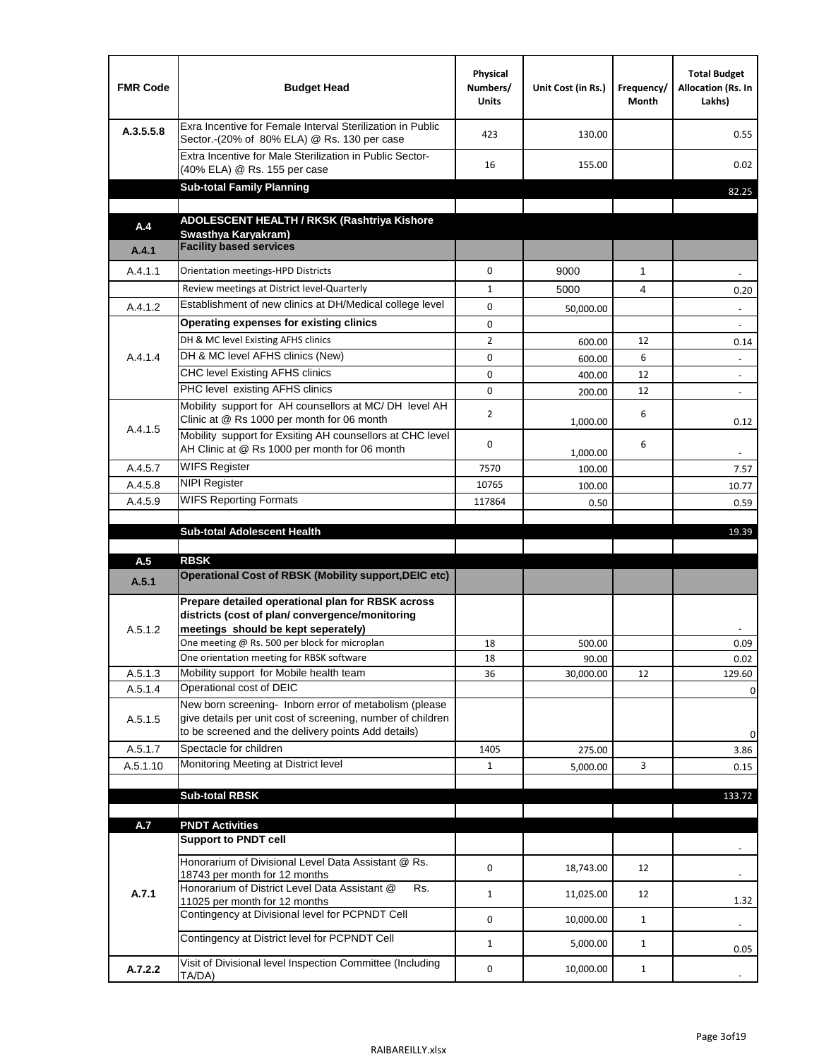| FMR Code | Budget Head | Physical Numbers/ Units | Unit Cost (in Rs.) | Frequency/ Month | Total Budget Allocation (Rs. In Lakhs) |
|---|---|---|---|---|---|
| A.3.5.5.8 | Exra Incentive for Female Interval Sterilization in Public Sector.-(20% of 80% ELA) @ Rs. 130 per case | 423 | 130.00 | | 0.55 |
| | Extra Incentive for Male Sterilization in Public Sector-(40% ELA) @ Rs. 155 per case | 16 | 155.00 | | 0.02 |
| | **Sub-total Family Planning** | | | | 82.25 |
| | | | | | |
| **A.4** | **ADOLESCENT HEALTH / RKSK (Rashtriya Kishore Swasthya Karyakram)** | | | | |
| **A.4.1** | **Facility based services** | | | | |
| A.4.1.1 | Orientation meetings-HPD Districts | 0 | 9000 | 1 | - |
| | Review meetings at District level-Quarterly | 1 | 5000 | 4 | 0.20 |
| A.4.1.2 | Establishment of new clinics at DH/Medical college level | 0 | 50,000.00 | | - |
| A.4.1.4 | **Operating expenses for existing clinics** | 0 | | | - |
| | DH & MC level Existing AFHS clinics | 2 | 600.00 | 12 | 0.14 |
| | DH & MC level AFHS clinics (New) | 0 | 600.00 | 6 | - |
| | CHC level Existing AFHS clinics | 0 | 400.00 | 12 | - |
| | PHC level existing AFHS clinics | 0 | 200.00 | 12 | - |
| A.4.1.5 | Mobility support for AH counsellors at MC/ DH level AH Clinic at @ Rs 1000 per month for 06 month | 2 | 1,000.00 | 6 | 0.12 |
| | Mobility support for Exsiting AH counsellors at CHC level AH Clinic at @ Rs 1000 per month for 06 month | 0 | 1,000.00 | 6 | - |
| A.4.5.7 | WIFS Register | 7570 | 100.00 | | 7.57 |
| A.4.5.8 | NIPI Register | 10765 | 100.00 | | 10.77 |
| A.4.5.9 | WIFS Reporting Formats | 117864 | 0.50 | | 0.59 |
| | | | | | |
| | **Sub-total Adolescent Health** | | | | 19.39 |
| | | | | | |
| **A.5** | **RBSK** | | | | |
| **A.5.1** | **Operational Cost of RBSK (Mobility support,DEIC etc)** | | | | |
| A.5.1.2 | **Prepare detailed operational plan for RBSK across districts (cost of plan/ convergence/monitoring meetings should be kept seperately)** | | | | - |
| | One meeting @ Rs. 500 per block for microplan | 18 | 500.00 | | 0.09 |
| | One orientation meeting for RBSK software | 18 | 90.00 | | 0.02 |
| A.5.1.3 | Mobility support for Mobile health team | 36 | 30,000.00 | 12 | 129.60 |
| A.5.1.4 | Operational cost of DEIC | | | | 0 |
| A.5.1.5 | New born screening- Inborn error of metabolism (please give details per unit cost of screening, number of children to be screened and the delivery points Add details) | | | | 0 |
| A.5.1.7 | Spectacle for children | 1405 | 275.00 | | 3.86 |
| A.5.1.10 | Monitoring Meeting at District level | 1 | 5,000.00 | 3 | 0.15 |
| | | | | | |
| | **Sub-total RBSK** | | | | 133.72 |
| | | | | | |
| **A.7** | **PNDT Activities** | | | | |
| **A.7.1** | **Support to PNDT cell** | | | | - |
| | Honorarium of Divisional Level Data Assistant @ Rs. 18743 per month for 12 months | 0 | 18,743.00 | 12 | - |
| | Honorarium of District Level Data Assistant @ Rs. 11025 per month for 12 months | 1 | 11,025.00 | 12 | 1.32 |
| | Contingency at Divisional level for PCPNDT Cell | 0 | 10,000.00 | 1 | - |
| | Contingency at District level for PCPNDT Cell | 1 | 5,000.00 | 1 | 0.05 |
| **A.7.2.2** | Visit of Divisional level Inspection Committee (Including TA/DA) | 0 | 10,000.00 | 1 | - |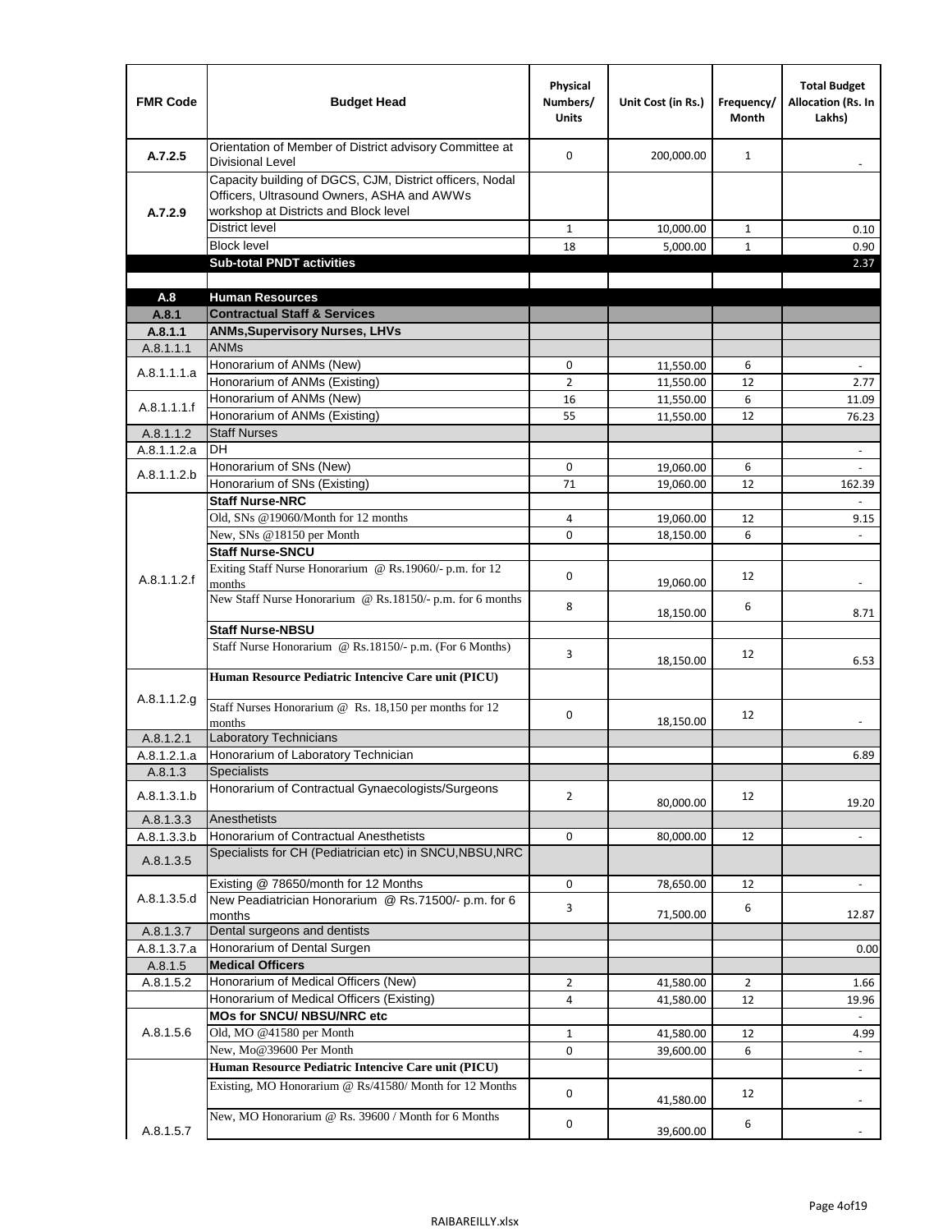| FMR Code | Budget Head | Physical Numbers/ Units | Unit Cost (in Rs.) | Frequency/ Month | Total Budget Allocation (Rs. In Lakhs) |
|---|---|---|---|---|---|
| A.7.2.5 | Orientation of Member of District advisory Committee at Divisional Level | 0 | 200,000.00 | 1 | - |
| A.7.2.9 | Capacity building of DGCS, CJM, District officers, Nodal Officers, Ultrasound Owners, ASHA and AWWs workshop at Districts and Block level | | | | |
| | District level | 1 | 10,000.00 | 1 | 0.10 |
| | Block level | 18 | 5,000.00 | 1 | 0.90 |
| | **Sub-total PNDT activities** | | | | 2.37 |
| | | | | | |
| **A.8** | **Human Resources** | | | | |
| **A.8.1** | **Contractual Staff & Services** | | | | |
| **A.8.1.1** | **ANMs,Supervisory Nurses, LHVs** | | | | |
| A.8.1.1.1 | ANMs | | | | |
| A.8.1.1.1.a | Honorarium of ANMs (New) | 0 | 11,550.00 | 6 | - |
| | Honorarium of ANMs (Existing) | 2 | 11,550.00 | 12 | 2.77 |
| A.8.1.1.1.f | Honorarium of ANMs (New) | 16 | 11,550.00 | 6 | 11.09 |
| | Honorarium of ANMs (Existing) | 55 | 11,550.00 | 12 | 76.23 |
| A.8.1.1.2 | Staff Nurses | | | | |
| A.8.1.1.2.a | DH | | | | - |
| A.8.1.1.2.b | Honorarium of SNs (New) | 0 | 19,060.00 | 6 | - |
| | Honorarium of SNs (Existing) | 71 | 19,060.00 | 12 | 162.39 |
| A.8.1.1.2.f | **Staff Nurse-NRC** | | | | - |
| | Old, SNs @19060/Month for 12 months | 4 | 19,060.00 | 12 | 9.15 |
| | New, SNs @18150 per Month | 0 | 18,150.00 | 6 | - |
| | **Staff Nurse-SNCU** | | | | |
| | Exiting Staff Nurse Honorarium @ Rs.19060/- p.m. for 12 months | 0 | 19,060.00 | 12 | - |
| | New Staff Nurse Honorarium @ Rs.18150/- p.m. for 6 months | 8 | 18,150.00 | 6 | 8.71 |
| | **Staff Nurse-NBSU** | | | | |
| | Staff Nurse Honorarium @ Rs.18150/- p.m. (For 6 Months) | 3 | 18,150.00 | 12 | 6.53 |
| A.8.1.1.2.g | **Human Resource Pediatric Intencive Care unit (PICU)** | | | | |
| | Staff Nurses Honorarium @ Rs. 18,150 per months for 12 months | 0 | 18,150.00 | 12 | - |
| A.8.1.2.1 | Laboratory Technicians | | | | |
| A.8.1.2.1.a | Honorarium of Laboratory Technician | | | | 6.89 |
| A.8.1.3 | Specialists | | | | |
| A.8.1.3.1.b | Honorarium of Contractual Gynaecologists/Surgeons | 2 | 80,000.00 | 12 | 19.20 |
| A.8.1.3.3 | Anesthetists | | | | |
| A.8.1.3.3.b | Honorarium of Contractual Anesthetists | 0 | 80,000.00 | 12 | - |
| A.8.1.3.5 | Specialists for CH (Pediatrician etc) in SNCU,NBSU,NRC | | | | |
| A.8.1.3.5.d | Existing @ 78650/month for 12 Months | 0 | 78,650.00 | 12 | - |
| | New Peadiatrician Honorarium @ Rs.71500/- p.m. for 6 months | 3 | 71,500.00 | 6 | 12.87 |
| A.8.1.3.7 | Dental surgeons and dentists | | | | |
| A.8.1.3.7.a | Honorarium of Dental Surgen | | | | 0.00 |
| A.8.1.5 | **Medical Officers** | | | | |
| A.8.1.5.2 | Honorarium of Medical Officers (New) | 2 | 41,580.00 | 2 | 1.66 |
| | Honorarium of Medical Officers (Existing) | 4 | 41,580.00 | 12 | 19.96 |
| A.8.1.5.6 | **MOs for SNCU/ NBSU/NRC etc** | | | | - |
| | Old, MO @41580 per Month | 1 | 41,580.00 | 12 | 4.99 |
| | New, Mo@39600 Per Month | 0 | 39,600.00 | 6 | - |
| A.8.1.5.7 | **Human Resource Pediatric Intencive Care unit (PICU)** | | | | - |
| | Existing, MO Honorarium @ Rs/41580/ Month for 12 Months | 0 | 41,580.00 | 12 | - |
| | New, MO Honorarium @ Rs. 39600 / Month for 6 Months | 0 | 39,600.00 | 6 | - |

RAIBAREILLY.xlsx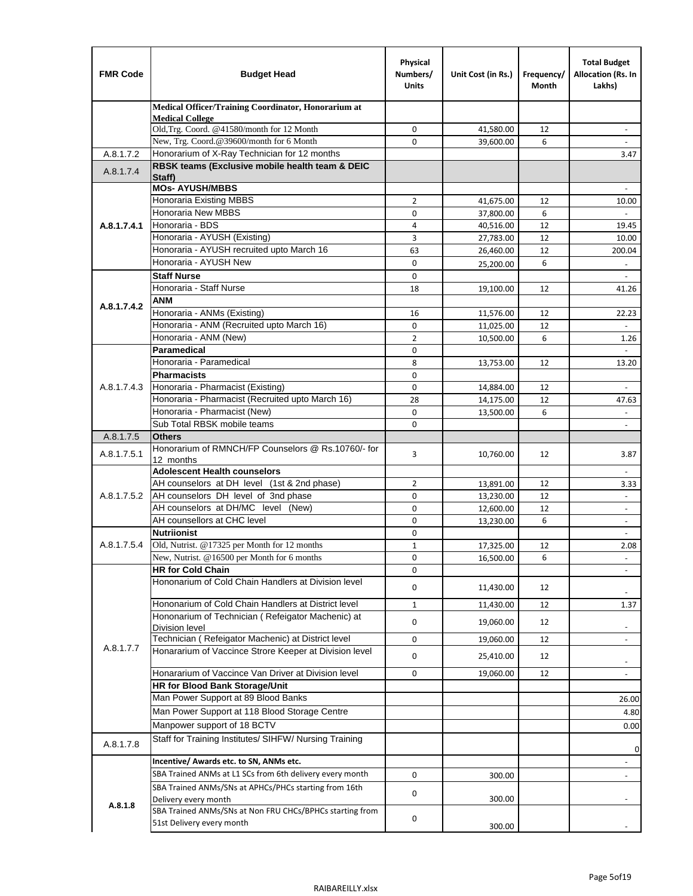| FMR Code | Budget Head | Physical Numbers/ Units | Unit Cost (in Rs.) | Frequency/ Month | Total Budget Allocation (Rs. In Lakhs) |
|---|---|---|---|---|---|
| | **Medical Officer/Training Coordinator, Honorarium at Medical College** | | | | |
| | Old,Trg. Coord. @41580/month for 12 Month | 0 | 41,580.00 | 12 | - |
| | New, Trg. Coord.@39600/month for 6 Month | 0 | 39,600.00 | 6 | - |
| A.8.1.7.2 | Honorarium of X-Ray Technician for 12 months | | | | 3.47 |
| A.8.1.7.4 | **RBSK teams (Exclusive mobile health team & DEIC Staff)** | | | | |
| A.8.1.7.4.1 | **MOs- AYUSH/MBBS** | | | | - |
| | Honoraria Existing MBBS | 2 | 41,675.00 | 12 | 10.00 |
| | Honoraria New MBBS | 0 | 37,800.00 | 6 | - |
| | Honoraria - BDS | 4 | 40,516.00 | 12 | 19.45 |
| | Honoraria - AYUSH (Existing) | 3 | 27,783.00 | 12 | 10.00 |
| | Honoraria - AYUSH recruited upto March 16 | 63 | 26,460.00 | 12 | 200.04 |
| | Honoraria - AYUSH New | 0 | 25,200.00 | 6 | - |
| A.8.1.7.4.2 | **Staff Nurse** | 0 | | | - |
| | Honoraria - Staff Nurse | 18 | 19,100.00 | 12 | 41.26 |
| | **ANM** | | | | |
| | Honoraria - ANMs (Existing) | 16 | 11,576.00 | 12 | 22.23 |
| | Honoraria - ANM (Recruited upto March 16) | 0 | 11,025.00 | 12 | - |
| | Honoraria - ANM (New) | 2 | 10,500.00 | 6 | 1.26 |
| A.8.1.7.4.3 | **Paramedical** | 0 | | | - |
| | Honoraria - Paramedical | 8 | 13,753.00 | 12 | 13.20 |
| | **Pharmacists** | 0 | | | |
| | Honoraria - Pharmacist (Existing) | 0 | 14,884.00 | 12 | - |
| | Honoraria - Pharmacist (Recruited upto March 16) | 28 | 14,175.00 | 12 | 47.63 |
| | Honoraria - Pharmacist (New) | 0 | 13,500.00 | 6 | - |
| | Sub Total RBSK mobile teams | 0 | | | - |
| A.8.1.7.5 | **Others** | | | | |
| A.8.1.7.5.1 | Honorarium of RMNCH/FP Counselors @ Rs.10760/- for 12 months | 3 | 10,760.00 | 12 | 3.87 |
| A.8.1.7.5.2 | **Adolescent Health counselors** | | | | - |
| | AH counselors at DH level (1st & 2nd phase) | 2 | 13,891.00 | 12 | 3.33 |
| | AH counselors DH level of 3nd phase | 0 | 13,230.00 | 12 | - |
| | AH counselors at DH/MC level (New) | 0 | 12,600.00 | 12 | - |
| | AH counsellors at CHC level | 0 | 13,230.00 | 6 | - |
| A.8.1.7.5.4 | **Nutriionist** | 0 | | | - |
| | Old, Nutrist. @17325 per Month for 12 months | 1 | 17,325.00 | 12 | 2.08 |
| | New, Nutrist. @16500 per Month for 6 months | 0 | 16,500.00 | 6 | - |
| A.8.1.7.7 | **HR for Cold Chain** | 0 | | | - |
| | Hononarium of Cold Chain Handlers at Division level | 0 | 11,430.00 | 12 | - |
| | Hononarium of Cold Chain Handlers at District level | 1 | 11,430.00 | 12 | 1.37 |
| | Hononarium of Technician ( Refeigator Machenic) at Division level | 0 | 19,060.00 | 12 | - |
| | Technician ( Refeigator Machenic) at District level | 0 | 19,060.00 | 12 | - |
| | Honararium of Vaccince Strore Keeper at Division level | 0 | 25,410.00 | 12 | - |
| | Honararium of Vaccince Van Driver at Division level | 0 | 19,060.00 | 12 | - |
| | **HR for Blood Bank Storage/Unit** | | | | |
| | Man Power Support at 89 Blood Banks | | | | 26.00 |
| | Man Power Support at 118 Blood Storage Centre | | | | 4.80 |
| | Manpower support of 18 BCTV | | | | 0.00 |
| A.8.1.7.8 | Staff for Training Institutes/ SIHFW/ Nursing Training | | | | 0 |
| A.8.1.8 | **Incentive/ Awards etc. to SN, ANMs etc.** | | | | - |
| | SBA Trained ANMs at L1 SCs from 6th delivery every month | 0 | 300.00 | | - |
| | SBA Trained ANMs/SNs at APHCs/PHCs starting from 16th Delivery every month | 0 | 300.00 | | - |
| | SBA Trained ANMs/SNs at Non FRU CHCs/BPHCs starting from 51st Delivery every month | 0 | 300.00 | | - |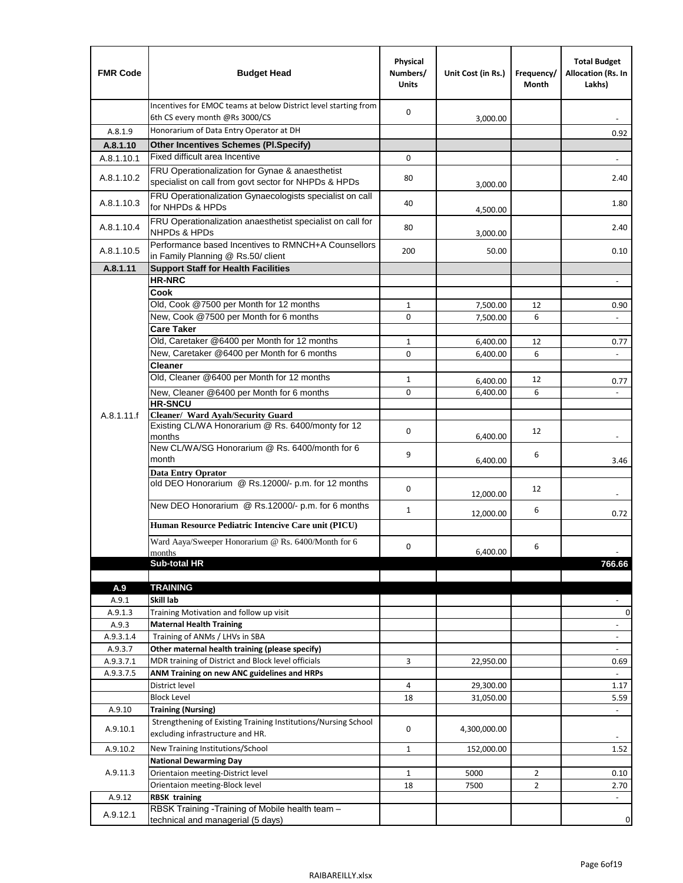| FMR Code | Budget Head | Physical Numbers/ Units | Unit Cost (in Rs.) | Frequency/ Month | Total Budget Allocation (Rs. In Lakhs) |
|---|---|---|---|---|---|
| | Incentives for EMOC teams at below District level starting from 6th CS every month @Rs 3000/CS | 0 | 3,000.00 | | - |
| A.8.1.9 | Honorarium of Data Entry Operator at DH | | | | 0.92 |
| **A.8.1.10** | **Other Incentives Schemes (Pl.Specify)** | | | | |
| A.8.1.10.1 | Fixed difficult area Incentive | 0 | | | - |
| A.8.1.10.2 | FRU Operationalization for Gynae & anaesthetist specialist on call from govt sector for NHPDs & HPDs | 80 | 3,000.00 | | 2.40 |
| A.8.1.10.3 | FRU Operationalization Gynaecologists specialist on call for NHPDs & HPDs | 40 | 4,500.00 | | 1.80 |
| A.8.1.10.4 | FRU Operationalization anaesthetist specialist on call for NHPDs & HPDs | 80 | 3,000.00 | | 2.40 |
| A.8.1.10.5 | Performance based Incentives to RMNCH+A Counsellors in Family Planning @ Rs.50/ client | 200 | 50.00 | | 0.10 |
| **A.8.1.11** | **Support Staff for Health Facilities** | | | | |
| A.8.1.11.f | **HR-NRC** | | | | - |
| | **Cook** | | | | |
| | Old, Cook @7500 per Month for 12 months | 1 | 7,500.00 | 12 | 0.90 |
| | New, Cook @7500 per Month for 6 months | 0 | 7,500.00 | 6 | - |
| | **Care Taker** | | | | |
| | Old, Caretaker @6400 per Month for 12 months | 1 | 6,400.00 | 12 | 0.77 |
| | New, Caretaker @6400 per Month for 6 months | 0 | 6,400.00 | 6 | - |
| | **Cleaner** | | | | |
| | Old, Cleaner @6400 per Month for 12 months | 1 | 6,400.00 | 12 | 0.77 |
| | New, Cleaner @6400 per Month for 6 months | 0 | 6,400.00 | 6 | - |
| | **HR-SNCU** | | | | |
| | **Cleaner/ Ward Ayah/Security Guard** | | | | |
| | Existing CL/WA Honorarium @ Rs. 6400/monty for 12 months | 0 | 6,400.00 | 12 | - |
| | New CL/WA/SG Honorarium @ Rs. 6400/month for 6 month | 9 | 6,400.00 | 6 | 3.46 |
| | **Data Entry Oprator** | | | | |
| | old DEO Honorarium @ Rs.12000/- p.m. for 12 months | 0 | 12,000.00 | 12 | - |
| | New DEO Honorarium @ Rs.12000/- p.m. for 6 months | 1 | 12,000.00 | 6 | 0.72 |
| | **Human Resource Pediatric Intencive Care unit (PICU)** | | | | |
| | Ward Aaya/Sweeper Honorarium @ Rs. 6400/Month for 6 months | 0 | 6,400.00 | 6 | - |
| | **Sub-total HR** | | | | **766.66** |
| | | | | | |
| **A.9** | **TRAINING** | | | | |
| A.9.1 | **Skill lab** | | | | - |
| A.9.1.3 | Training Motivation and follow up visit | | | | 0 |
| A.9.3 | **Maternal Health Training** | | | | - |
| A.9.3.1.4 | Training of ANMs / LHVs in SBA | | | | - |
| A.9.3.7 | **Other maternal health training (please specify)** | | | | - |
| A.9.3.7.1 | MDR training of District and Block level officials | 3 | 22,950.00 | | 0.69 |
| A.9.3.7.5 | **ANM Training on new ANC guidelines and HRPs** | | | | - |
| | District level | 4 | 29,300.00 | | 1.17 |
| | Block Level | 18 | 31,050.00 | | 5.59 |
| A.9.10 | **Training (Nursing)** | | | | - |
| A.9.10.1 | Strengthening of Existing Training Institutions/Nursing School excluding infrastructure and HR. | 0 | 4,300,000.00 | | - |
| A.9.10.2 | New Training Institutions/School | 1 | 152,000.00 | | 1.52 |
| A.9.11.3 | **National Dewarming Day** | | | | |
| | Orientaion meeting-District level | 1 | 5000 | 2 | 0.10 |
| | Orientaion meeting-Block level | 18 | 7500 | 2 | 2.70 |
| A.9.12 | **RBSK training** | | | | - |
| A.9.12.1 | RBSK Training -Training of Mobile health team – technical and managerial (5 days) | | | | 0 |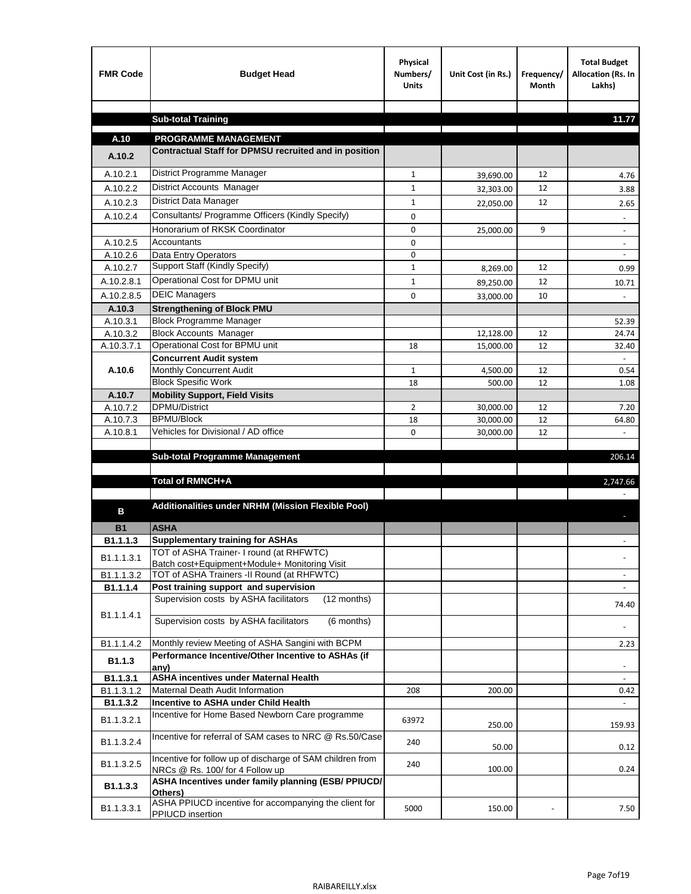| FMR Code | Budget Head | Physical Numbers/ Units | Unit Cost (in Rs.) | Frequency/ Month | Total Budget Allocation (Rs. In Lakhs) |
|---|---|---|---|---|---|
| | | | | | |
| | **Sub-total Training** | | | | **11.77** |
| | | | | | |
| **A.10** | **PROGRAMME MANAGEMENT** | | | | |
| **A.10.2** | **Contractual Staff for DPMSU recruited and in position** | | | | |
| A.10.2.1 | District Programme Manager | 1 | 39,690.00 | 12 | 4.76 |
| A.10.2.2 | District Accounts Manager | 1 | 32,303.00 | 12 | 3.88 |
| A.10.2.3 | District Data Manager | 1 | 22,050.00 | 12 | 2.65 |
| A.10.2.4 | Consultants/ Programme Officers (Kindly Specify) | 0 | | | - |
| | Honorarium of RKSK Coordinator | 0 | 25,000.00 | 9 | - |
| A.10.2.5 | Accountants | 0 | | | - |
| A.10.2.6 | Data Entry Operators | 0 | | | - |
| A.10.2.7 | Support Staff (Kindly Specify) | 1 | 8,269.00 | 12 | 0.99 |
| A.10.2.8.1 | Operational Cost for DPMU unit | 1 | 89,250.00 | 12 | 10.71 |
| A.10.2.8.5 | DEIC Managers | 0 | 33,000.00 | 10 | - |
| **A.10.3** | **Strengthening of Block PMU** | | | | |
| A.10.3.1 | Block Programme Manager | | | | 52.39 |
| A.10.3.2 | Block Accounts Manager | | 12,128.00 | 12 | 24.74 |
| A.10.3.7.1 | Operational Cost for BPMU unit | 18 | 15,000.00 | 12 | 32.40 |
| **A.10.6** | **Concurrent Audit system** | | | | - |
| | Monthly Concurrent Audit | 1 | 4,500.00 | 12 | 0.54 |
| | Block Spesific Work | 18 | 500.00 | 12 | 1.08 |
| **A.10.7** | **Mobility Support, Field Visits** | | | | |
| A.10.7.2 | DPMU/District | 2 | 30,000.00 | 12 | 7.20 |
| A.10.7.3 | BPMU/Block | 18 | 30,000.00 | 12 | 64.80 |
| A.10.8.1 | Vehicles for Divisional / AD office | 0 | 30,000.00 | 12 | - |
| | | | | | |
| | **Sub-total Programme Management** | | | | 206.14 |
| | | | | | |
| | **Total of RMNCH+A** | | | | 2,747.66 |
| | | | | | - |
| **B** | **Additionalities under NRHM (Mission Flexible Pool)** | | | | - |
| **B1** | **ASHA** | | | | |
| **B1.1.1.3** | **Supplementary training for ASHAs** | | | | - |
| B1.1.1.3.1 | TOT of ASHA Trainer- I round (at RHFWTC) Batch cost+Equipment+Module+ Monitoring Visit | | | | - |
| B1.1.1.3.2 | TOT of ASHA Trainers -II Round (at RHFWTC) | | | | - |
| **B1.1.1.4** | **Post training support and supervision** | | | | - |
| B1.1.1.4.1 | Supervision costs by ASHA facilitators (12 months) | | | | 74.40 |
| | Supervision costs by ASHA facilitators (6 months) | | | | - |
| B1.1.1.4.2 | Monthly review Meeting of ASHA Sangini with BCPM | | | | 2.23 |
| **B1.1.3** | **Performance Incentive/Other Incentive to ASHAs (if any)** | | | | - |
| **B1.1.3.1** | **ASHA incentives under Maternal Health** | | | | - |
| B1.1.3.1.2 | Maternal Death Audit Information | 208 | 200.00 | | 0.42 |
| **B1.1.3.2** | **Incentive to ASHA under Child Health** | | | | - |
| B1.1.3.2.1 | Incentive for Home Based Newborn Care programme | 63972 | 250.00 | | 159.93 |
| B1.1.3.2.4 | Incentive for referral of SAM cases to NRC @ Rs.50/Case | 240 | 50.00 | | 0.12 |
| B1.1.3.2.5 | Incentive for follow up of discharge of SAM children from NRCs @ Rs. 100/ for 4 Follow up | 240 | 100.00 | | 0.24 |
| **B1.1.3.3** | **ASHA Incentives under family planning (ESB/ PPIUCD/ Others)** | | | | |
| B1.1.3.3.1 | ASHA PPIUCD incentive for accompanying the client for PPIUCD insertion | 5000 | 150.00 | - | 7.50 |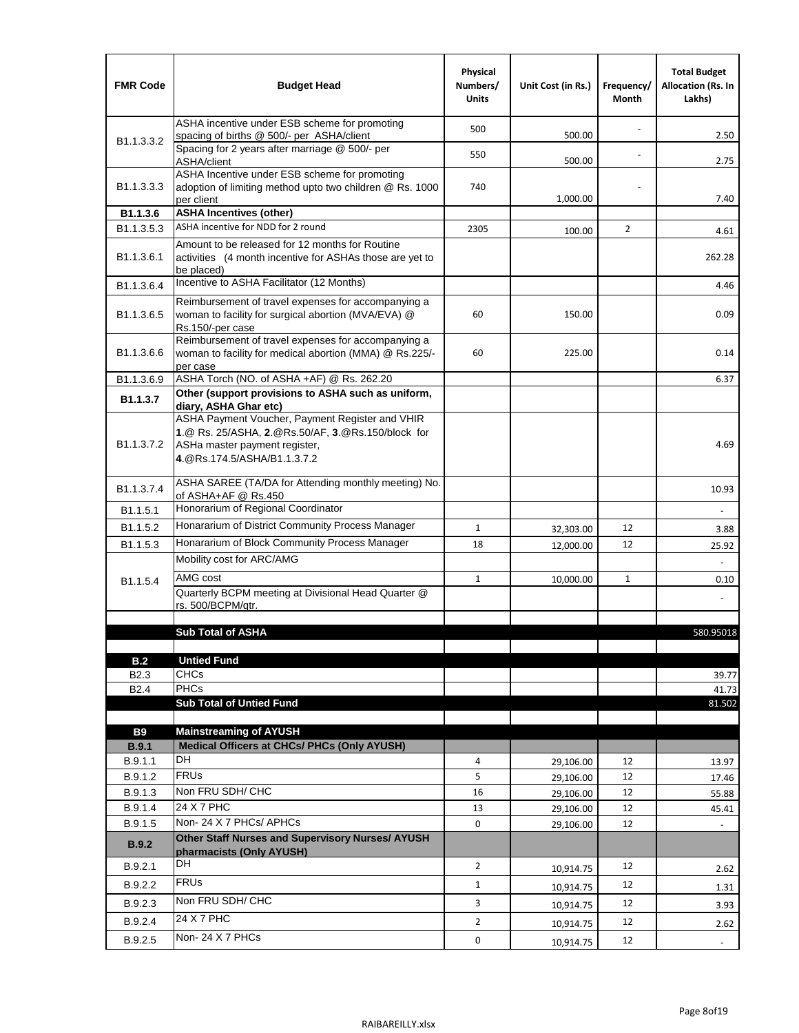| FMR Code | Budget Head | Physical Numbers/ Units | Unit Cost (in Rs.) | Frequency/ Month | Total Budget Allocation (Rs. In Lakhs) |
|---|---|---|---|---|---|
| B1.1.3.3.2 | ASHA incentive under ESB scheme for promoting spacing of births @ 500/- per ASHA/client | 500 | 500.00 | - | 2.50 |
| | Spacing for 2 years after marriage @ 500/- per ASHA/client | 550 | 500.00 | - | 2.75 |
| B1.1.3.3.3 | ASHA Incentive under ESB scheme for promoting adoption of limiting method upto two children @ Rs. 1000 per client | 740 | 1,000.00 | - | 7.40 |
| **B1.1.3.6** | **ASHA Incentives (other)** | | | | |
| B1.1.3.5.3 | ASHA incentive for NDD for 2 round | 2305 | 100.00 | 2 | 4.61 |
| B1.1.3.6.1 | Amount to be released for 12 months for Routine activities (4 month incentive for ASHAs those are yet to be placed) | | | | 262.28 |
| B1.1.3.6.4 | Incentive to ASHA Facilitator (12 Months) | | | | 4.46 |
| B1.1.3.6.5 | Reimbursement of travel expenses for accompanying a woman to facility for surgical abortion (MVA/EVA) @ Rs.150/-per case | 60 | 150.00 | | 0.09 |
| B1.1.3.6.6 | Reimbursement of travel expenses for accompanying a woman to facility for medical abortion (MMA) @ Rs.225/- per case | 60 | 225.00 | | 0.14 |
| B1.1.3.6.9 | ASHA Torch (NO. of ASHA +AF) @ Rs. 262.20 | | | | 6.37 |
| **B1.1.3.7** | **Other (support provisions to ASHA such as uniform, diary, ASHA Ghar etc)** | | | | |
| B1.1.3.7.2 | ASHA Payment Voucher, Payment Register and VHIR **1**.@ Rs. 25/ASHA, **2**.@Rs.50/AF, **3**.@Rs.150/block for ASHa master payment register, **4**.@Rs.174.5/ASHA/B1.1.3.7.2 | | | | 4.69 |
| B1.1.3.7.4 | ASHA SAREE (TA/DA for Attending monthly meeting) No. of ASHA+AF @ Rs.450 | | | | 10.93 |
| B1.1.5.1 | Honorarium of Regional Coordinator | | | | - |
| B1.1.5.2 | Honararium of District Community Process Manager | 1 | 32,303.00 | 12 | 3.88 |
| B1.1.5.3 | Honararium of Block Community Process Manager | 18 | 12,000.00 | 12 | 25.92 |
| B1.1.5.4 | Mobility cost for ARC/AMG | | | | - |
| | AMG cost | 1 | 10,000.00 | 1 | 0.10 |
| | Quarterly BCPM meeting at Divisional Head Quarter @ rs. 500/BCPM/qtr. | | | | - |
| | | | | | |
| | **Sub Total of ASHA** | | | | 580.95018 |
| | | | | | |
| **B.2** | **Untied Fund** | | | | |
| B2.3 | CHCs | | | | 39.77 |
| B2.4 | PHCs | | | | 41.73 |
| | **Sub Total of Untied Fund** | | | | 81.502 |
| | | | | | |
| **B9** | **Mainstreaming of AYUSH** | | | | |
| **B.9.1** | **Medical Officers at CHCs/ PHCs (Only AYUSH)** | | | | |
| B.9.1.1 | DH | 4 | 29,106.00 | 12 | 13.97 |
| B.9.1.2 | FRUs | 5 | 29,106.00 | 12 | 17.46 |
| B.9.1.3 | Non FRU SDH/ CHC | 16 | 29,106.00 | 12 | 55.88 |
| B.9.1.4 | 24 X 7 PHC | 13 | 29,106.00 | 12 | 45.41 |
| B.9.1.5 | Non- 24 X 7 PHCs/ APHCs | 0 | 29,106.00 | 12 | - |
| **B.9.2** | **Other Staff Nurses and Supervisory Nurses/ AYUSH pharmacists (Only AYUSH)** | | | | |
| B.9.2.1 | DH | 2 | 10,914.75 | 12 | 2.62 |
| B.9.2.2 | FRUs | 1 | 10,914.75 | 12 | 1.31 |
| B.9.2.3 | Non FRU SDH/ CHC | 3 | 10,914.75 | 12 | 3.93 |
| B.9.2.4 | 24 X 7 PHC | 2 | 10,914.75 | 12 | 2.62 |
| B.9.2.5 | Non- 24 X 7 PHCs | 0 | 10,914.75 | 12 | - |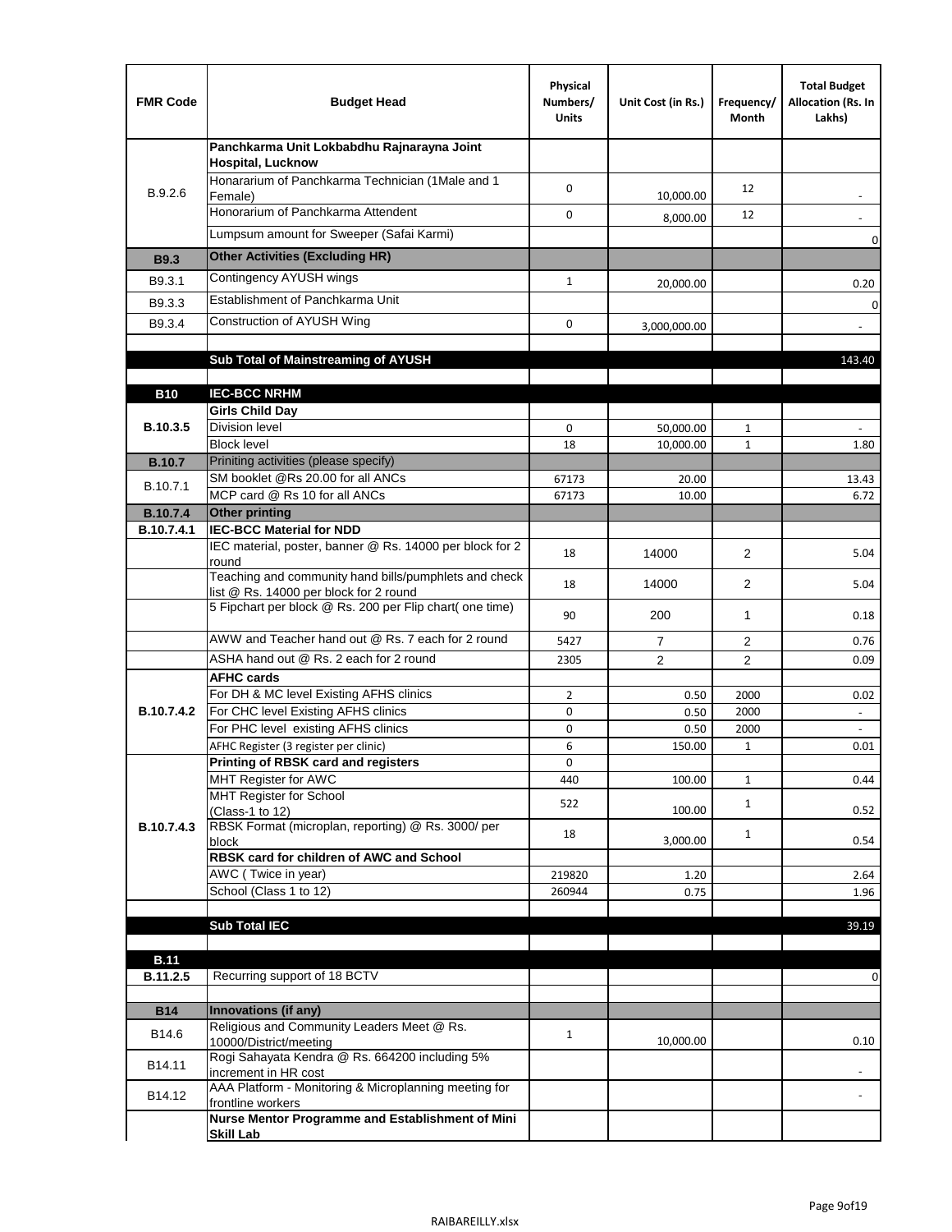| FMR Code | Budget Head | Physical Numbers/ Units | Unit Cost (in Rs.) | Frequency/ Month | Total Budget Allocation (Rs. In Lakhs) |
|---|---|---|---|---|---|
| B.9.2.6 | **Panchkarma Unit Lokbabdhu Rajnarayna Joint Hospital, Lucknow** | | | | |
| | Honararium of Panchkarma Technician (1Male and 1 Female) | 0 | 10,000.00 | 12 | - |
| | Honorarium of Panchkarma Attendent | 0 | 8,000.00 | 12 | - |
| | Lumpsum amount for Sweeper (Safai Karmi) | | | | 0 |
| **B9.3** | **Other Activities (Excluding HR)** | | | | |
| B9.3.1 | Contingency AYUSH wings | 1 | 20,000.00 | | 0.20 |
| B9.3.3 | Establishment of Panchkarma Unit | | | | 0 |
| B9.3.4 | Construction of AYUSH Wing | 0 | 3,000,000.00 | | - |
| | | | | | |
| | **Sub Total of Mainstreaming of AYUSH** | | | | 143.40 |
| | | | | | |
| **B10** | **IEC-BCC NRHM** | | | | |
| **B.10.3.5** | **Girls Child Day** | | | | |
| | Division level | 0 | 50,000.00 | 1 | - |
| | Block level | 18 | 10,000.00 | 1 | 1.80 |
| **B.10.7** | Priniting activities (please specify) | | | | |
| B.10.7.1 | SM booklet @Rs 20.00 for all ANCs | 67173 | 20.00 | | 13.43 |
| | MCP card @ Rs 10 for all ANCs | 67173 | 10.00 | | 6.72 |
| **B.10.7.4** | **Other printing** | | | | |
| **B.10.7.4.1** | **IEC-BCC Material for NDD** | | | | |
| | IEC material, poster, banner @ Rs. 14000 per block for 2 round | 18 | 14000 | 2 | 5.04 |
| | Teaching and community hand bills/pumphlets and check list @ Rs. 14000 per block for 2 round | 18 | 14000 | 2 | 5.04 |
| | 5 Fipchart per block @ Rs. 200 per Flip chart( one time) | 90 | 200 | 1 | 0.18 |
| | AWW and Teacher hand out @ Rs. 7 each for 2 round | 5427 | 7 | 2 | 0.76 |
| | ASHA hand out @ Rs. 2 each for 2 round | 2305 | 2 | 2 | 0.09 |
| **B.10.7.4.2** | **AFHC cards** | | | | |
| | For DH & MC level Existing AFHS clinics | 2 | 0.50 | 2000 | 0.02 |
| | For CHC level Existing AFHS clinics | 0 | 0.50 | 2000 | - |
| | For PHC level existing AFHS clinics | 0 | 0.50 | 2000 | - |
| | AFHC Register (3 register per clinic) | 6 | 150.00 | 1 | 0.01 |
| **B.10.7.4.3** | **Printing of RBSK card and registers** | 0 | | | |
| | MHT Register for AWC | 440 | 100.00 | 1 | 0.44 |
| | MHT Register for School (Class-1 to 12) | 522 | 100.00 | 1 | 0.52 |
| | RBSK Format (microplan, reporting) @ Rs. 3000/ per block | 18 | 3,000.00 | 1 | 0.54 |
| | **RBSK card for children of AWC and School** | | | | |
| | AWC ( Twice in year) | 219820 | 1.20 | | 2.64 |
| | School (Class 1 to 12) | 260944 | 0.75 | | 1.96 |
| | | | | | |
| | **Sub Total IEC** | | | | 39.19 |
| | | | | | |
| **B.11** | | | | | |
| **B.11.2.5** | Recurring support of 18 BCTV | | | | 0 |
| | | | | | |
| **B14** | **Innovations (if any)** | | | | |
| B14.6 | Religious and Community Leaders Meet @ Rs. 10000/District/meeting | 1 | 10,000.00 | | 0.10 |
| B14.11 | Rogi Sahayata Kendra @ Rs. 664200 including 5% increment in HR cost | | | | - |
| B14.12 | AAA Platform - Monitoring & Microplanning meeting for frontline workers | | | | - |
| | **Nurse Mentor Programme and Establishment of Mini Skill Lab** | | | | |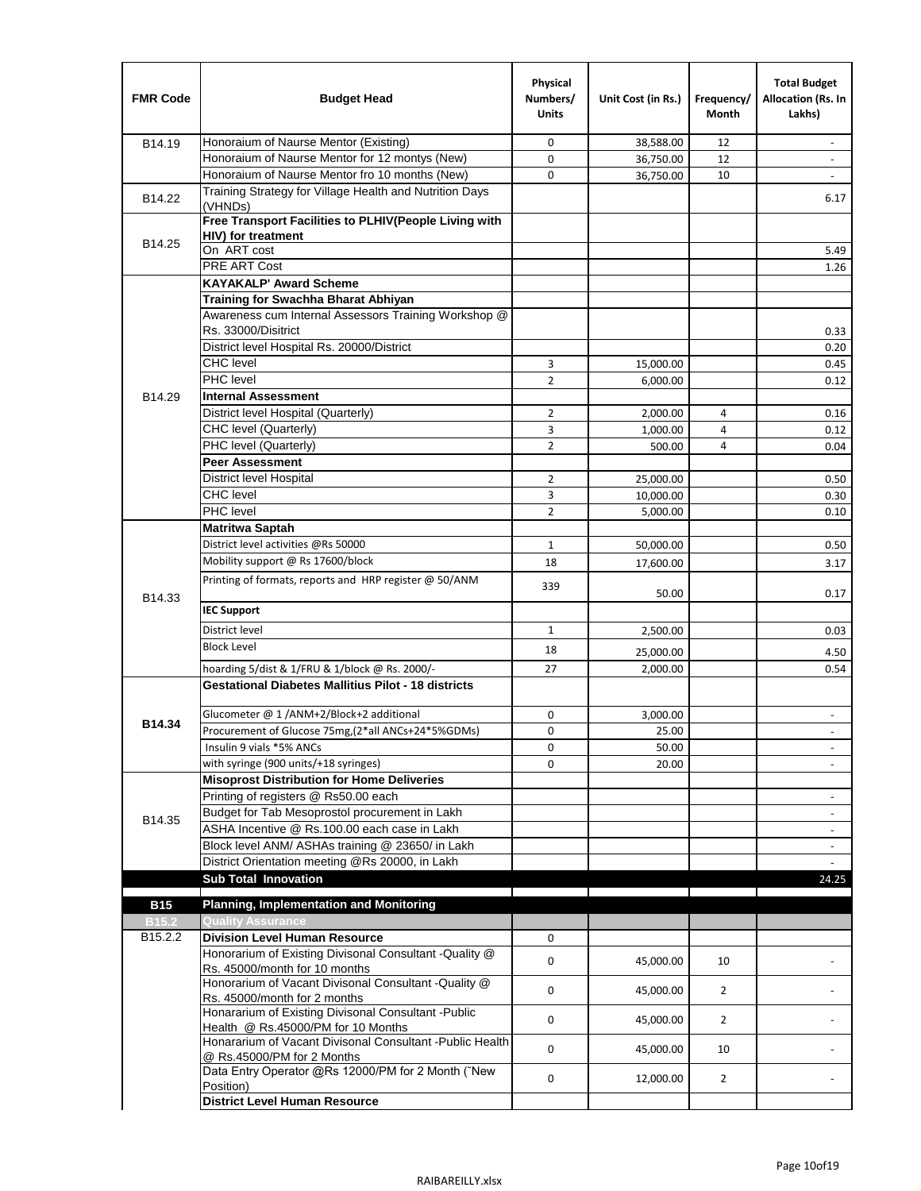| FMR Code | Budget Head | Physical Numbers/ Units | Unit Cost (in Rs.) | Frequency/ Month | Total Budget Allocation (Rs. In Lakhs) |
|---|---|---|---|---|---|
| B14.19 | Honoraium of Naurse Mentor (Existing) | 0 | 38,588.00 | 12 | - |
| | Honoraium of Naurse Mentor for 12 montys (New) | 0 | 36,750.00 | 12 | - |
| | Honoraium of Naurse Mentor fro 10 months (New) | 0 | 36,750.00 | 10 | - |
| B14.22 | Training Strategy for Village Health and Nutrition Days (VHNDs) | | | | 6.17 |
| B14.25 | **Free Transport Facilities to PLHIV(People Living with HIV) for treatment** | | | | |
| | On ART cost | | | | 5.49 |
| | PRE ART Cost | | | | 1.26 |
| B14.29 | **KAYAKALP' Award Scheme** | | | | |
| | **Training for Swachha Bharat Abhiyan** | | | | |
| | Awareness cum Internal Assessors Training Workshop @ Rs. 33000/Disitrict | | | | 0.33 |
| | District level Hospital Rs. 20000/District | | | | 0.20 |
| | CHC level | 3 | 15,000.00 | | 0.45 |
| | PHC level | 2 | 6,000.00 | | 0.12 |
| | **Internal Assessment** | | | | |
| | District level Hospital (Quarterly) | 2 | 2,000.00 | 4 | 0.16 |
| | CHC level (Quarterly) | 3 | 1,000.00 | 4 | 0.12 |
| | PHC level (Quarterly) | 2 | 500.00 | 4 | 0.04 |
| | **Peer Assessment** | | | | |
| | District level Hospital | 2 | 25,000.00 | | 0.50 |
| | CHC level | 3 | 10,000.00 | | 0.30 |
| | PHC level | 2 | 5,000.00 | | 0.10 |
| B14.33 | **Matritwa Saptah** | | | | |
| | District level activities @Rs 50000 | 1 | 50,000.00 | | 0.50 |
| | Mobility support @ Rs 17600/block | 18 | 17,600.00 | | 3.17 |
| | Printing of formats, reports and HRP register @ 50/ANM | 339 | 50.00 | | 0.17 |
| | **IEC Support** | | | | |
| | District level | 1 | 2,500.00 | | 0.03 |
| | Block Level | 18 | 25,000.00 | | 4.50 |
| | hoarding 5/dist & 1/FRU & 1/block @ Rs. 2000/- | 27 | 2,000.00 | | 0.54 |
| **B14.34** | **Gestational Diabetes Mallitius Pilot - 18 districts** | | | | |
| | Glucometer @ 1 /ANM+2/Block+2 additional | 0 | 3,000.00 | | - |
| | Procurement of Glucose 75mg,(2*all ANCs+24*5%GDMs) | 0 | 25.00 | | - |
| | Insulin 9 vials *5% ANCs | 0 | 50.00 | | - |
| | with syringe (900 units/+18 syringes) | 0 | 20.00 | | - |
| B14.35 | **Misoprost Distribution for Home Deliveries** | | | | |
| | Printing of registers @ Rs50.00 each | | | | - |
| | Budget for Tab Mesoprostol procurement in Lakh | | | | - |
| | ASHA Incentive @ Rs.100.00 each case in Lakh | | | | - |
| | Block level ANM/ ASHAs training @ 23650/ in Lakh | | | | - |
| | District Orientation meeting @Rs 20000, in Lakh | | | | - |
| | **Sub Total Innovation** | | | | 24.25 |
| **B15** | **Planning, Implementation and Monitoring** | | | | |
| **B15.2** | **Quality Assurance** | | | | |
| B15.2.2 | **Division Level Human Resource** | 0 | | | |
| | Honorarium of Existing Divisonal Consultant -Quality @ Rs. 45000/month for 10 months | 0 | 45,000.00 | 10 | - |
| | Honorarium of Vacant Divisonal Consultant -Quality @ Rs. 45000/month for 2 months | 0 | 45,000.00 | 2 | - |
| | Honararium of Existing Divisonal Consultant -Public Health @ Rs.45000/PM for 10 Months | 0 | 45,000.00 | 2 | - |
| | Honararium of Vacant Divisonal Consultant -Public Health @ Rs.45000/PM for 2 Months | 0 | 45,000.00 | 10 | - |
| | Data Entry Operator @Rs 12000/PM for 2 Month ("New Position) | 0 | 12,000.00 | 2 | - |
| | **District Level Human Resource** | | | | |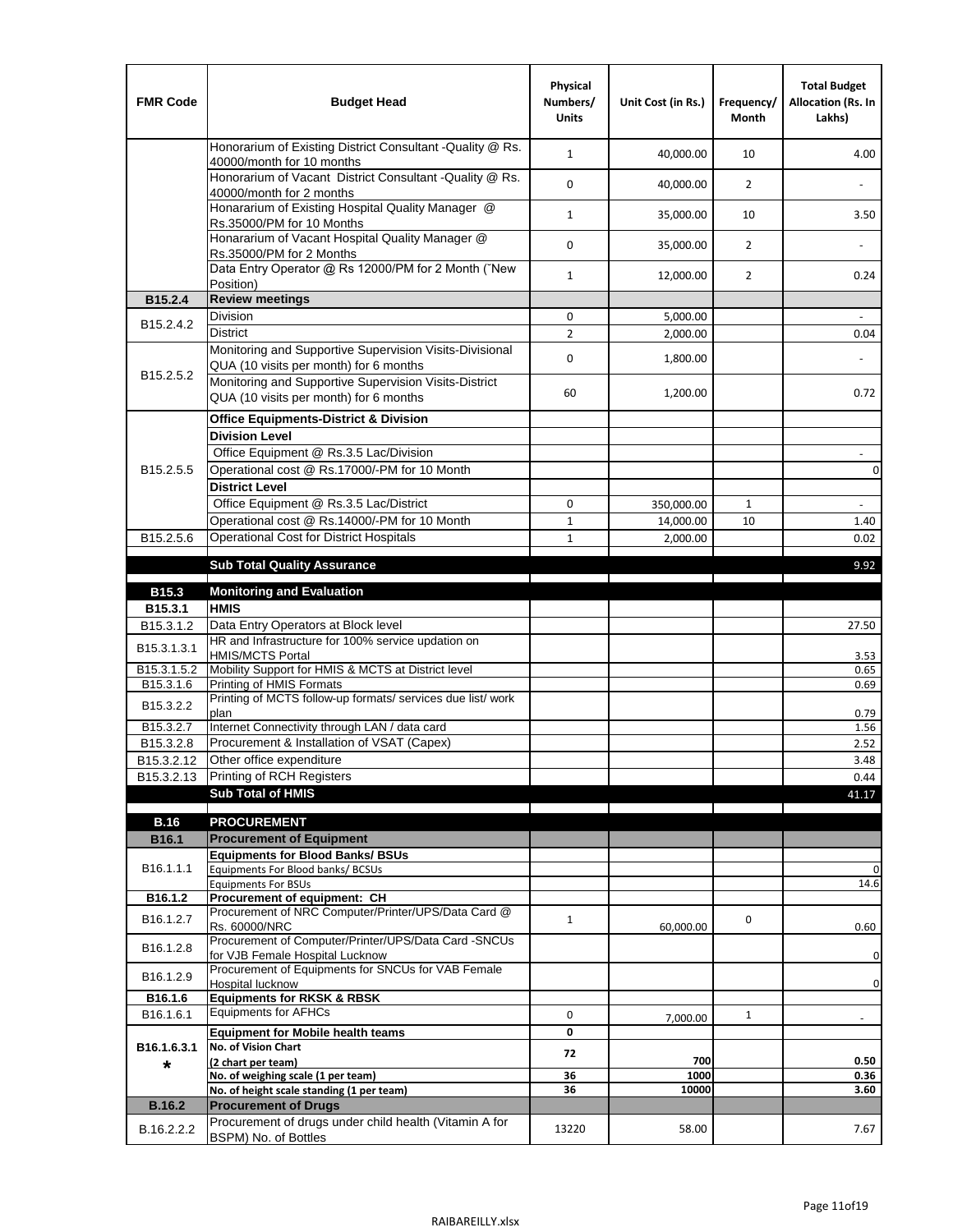| FMR Code | Budget Head | Physical Numbers/ Units | Unit Cost (in Rs.) | Frequency/ Month | Total Budget Allocation (Rs. In Lakhs) |
|---|---|---|---|---|---|
| | Honorarium of Existing District Consultant -Quality @ Rs. 40000/month for 10 months | 1 | 40,000.00 | 10 | 4.00 |
| | Honorarium of Vacant District Consultant -Quality @ Rs. 40000/month for 2 months | 0 | 40,000.00 | 2 | - |
| | Honararium of Existing Hospital Quality Manager @ Rs.35000/PM for 10 Months | 1 | 35,000.00 | 10 | 3.50 |
| | Honararium of Vacant Hospital Quality Manager @ Rs.35000/PM for 2 Months | 0 | 35,000.00 | 2 | - |
| | Data Entry Operator @ Rs 12000/PM for 2 Month (˝New Position) | 1 | 12,000.00 | 2 | 0.24 |
| **B15.2.4** | **Review meetings** | | | | |
| B15.2.4.2 | Division | 0 | 5,000.00 | | - |
| | District | 2 | 2,000.00 | | 0.04 |
| B15.2.5.2 | Monitoring and Supportive Supervision Visits-Divisional QUA (10 visits per month) for 6 months | 0 | 1,800.00 | | - |
| | Monitoring and Supportive Supervision Visits-District QUA (10 visits per month) for 6 months | 60 | 1,200.00 | | 0.72 |
| B15.2.5.5 | **Office Equipments-District & Division** | | | | |
| | **Division Level** | | | | |
| | Office Equipment @ Rs.3.5 Lac/Division | | | | - |
| | Operational cost @ Rs.17000/-PM for 10 Month | | | | 0 |
| | **District Level** | | | | |
| | Office Equipment @ Rs.3.5 Lac/District | 0 | 350,000.00 | 1 | - |
| | Operational cost @ Rs.14000/-PM for 10 Month | 1 | 14,000.00 | 10 | 1.40 |
| B15.2.5.6 | Operational Cost for District Hospitals | 1 | 2,000.00 | | 0.02 |
| | **Sub Total Quality Assurance** | | | | 9.92 |
| **B15.3** | **Monitoring and Evaluation** | | | | |
| **B15.3.1** | **HMIS** | | | | |
| B15.3.1.2 | Data Entry Operators at Block level | | | | 27.50 |
| B15.3.1.3.1 | HR and Infrastructure for 100% service updation on HMIS/MCTS Portal | | | | 3.53 |
| B15.3.1.5.2 | Mobility Support for HMIS & MCTS at District level | | | | 0.65 |
| B15.3.1.6 | Printing of HMIS Formats | | | | 0.69 |
| B15.3.2.2 | Printing of MCTS follow-up formats/ services due list/ work plan | | | | 0.79 |
| B15.3.2.7 | Internet Connectivity through LAN / data card | | | | 1.56 |
| B15.3.2.8 | Procurement & Installation of VSAT (Capex) | | | | 2.52 |
| B15.3.2.12 | Other office expenditure | | | | 3.48 |
| B15.3.2.13 | Printing of RCH Registers | | | | 0.44 |
| | **Sub Total of HMIS** | | | | 41.17 |
| **B.16** | **PROCUREMENT** | | | | |
| **B16.1** | **Procurement of Equipment** | | | | |
| B16.1.1.1 | **Equipments for Blood Banks/ BSUs** | | | | |
| | Equipments For Blood banks/ BCSUs | | | | 0 |
| | Equipments For BSUs | | | | 14.6 |
| **B16.1.2** | **Procurement of equipment: CH** | | | | |
| B16.1.2.7 | Procurement of NRC Computer/Printer/UPS/Data Card @ Rs. 60000/NRC | 1 | 60,000.00 | 0 | 0.60 |
| B16.1.2.8 | Procurement of Computer/Printer/UPS/Data Card -SNCUs for VJB Female Hospital Lucknow | | | | 0 |
| B16.1.2.9 | Procurement of Equipments for SNCUs for VAB Female Hospital lucknow | | | | 0 |
| **B16.1.6** | **Equipments for RKSK & RBSK** | | | | |
| B16.1.6.1 | Equipments for AFHCs | 0 | 7,000.00 | 1 | - |
| **B16.1.6.3.1 *** | **Equipment for Mobile health teams** | **0** | | | |
| | **No. of Vision Chart (2 chart per team)** | **72** | **700** | | **0.50** |
| | **No. of weighing scale (1 per team)** | **36** | **1000** | | **0.36** |
| | **No. of height scale standing (1 per team)** | **36** | **10000** | | **3.60** |
| **B.16.2** | **Procurement of Drugs** | | | | |
| B.16.2.2.2 | Procurement of drugs under child health (Vitamin A for BSPM) No. of Bottles | 13220 | 58.00 | | 7.67 |

RAIBAREILLY.xlsx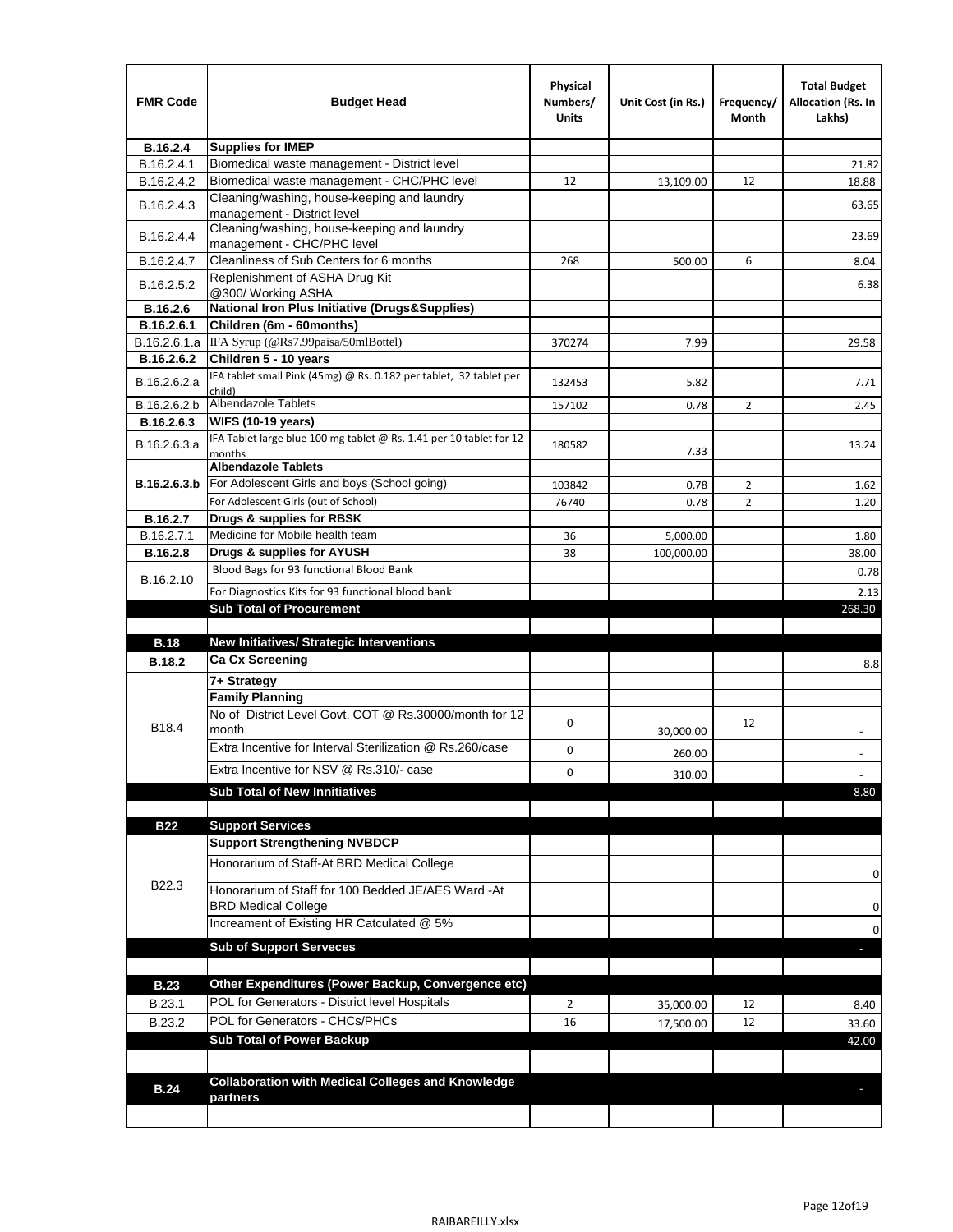| FMR Code | Budget Head | Physical Numbers/ Units | Unit Cost (in Rs.) | Frequency/ Month | Total Budget Allocation (Rs. In Lakhs) |
|---|---|---|---|---|---|
| **B.16.2.4** | **Supplies for IMEP** | | | | |
| B.16.2.4.1 | Biomedical waste management - District level | | | | 21.82 |
| B.16.2.4.2 | Biomedical waste management - CHC/PHC level | 12 | 13,109.00 | 12 | 18.88 |
| B.16.2.4.3 | Cleaning/washing, house-keeping and laundry management - District level | | | | 63.65 |
| B.16.2.4.4 | Cleaning/washing, house-keeping and laundry management - CHC/PHC level | | | | 23.69 |
| B.16.2.4.7 | Cleanliness of Sub Centers for 6 months | 268 | 500.00 | 6 | 8.04 |
| B.16.2.5.2 | Replenishment of ASHA Drug Kit @300/ Working ASHA | | | | 6.38 |
| **B.16.2.6** | **National Iron Plus Initiative (Drugs&Supplies)** | | | | |
| **B.16.2.6.1** | **Children (6m - 60months)** | | | | |
| B.16.2.6.1.a | IFA Syrup (@Rs7.99paisa/50mlBottel) | 370274 | 7.99 | | 29.58 |
| **B.16.2.6.2** | **Children 5 - 10 years** | | | | |
| B.16.2.6.2.a | IFA tablet small Pink (45mg) @ Rs. 0.182 per tablet, 32 tablet per child) | 132453 | 5.82 | | 7.71 |
| B.16.2.6.2.b | Albendazole Tablets | 157102 | 0.78 | 2 | 2.45 |
| **B.16.2.6.3** | **WIFS (10-19 years)** | | | | |
| B.16.2.6.3.a | IFA Tablet large blue 100 mg tablet @ Rs. 1.41 per 10 tablet for 12 months | 180582 | 7.33 | | 13.24 |
| **B.16.2.6.3.b** | **Albendazole Tablets** | | | | |
| | For Adolescent Girls and boys (School going) | 103842 | 0.78 | 2 | 1.62 |
| | For Adolescent Girls (out of School) | 76740 | 0.78 | 2 | 1.20 |
| **B.16.2.7** | **Drugs & supplies for RBSK** | | | | |
| B.16.2.7.1 | Medicine for Mobile health team | 36 | 5,000.00 | | 1.80 |
| **B.16.2.8** | **Drugs & supplies for AYUSH** | 38 | 100,000.00 | | 38.00 |
| B.16.2.10 | Blood Bags for 93 functional Blood Bank | | | | 0.78 |
| | For Diagnostics Kits for 93 functional blood bank | | | | 2.13 |
| | **Sub Total of Procurement** | | | | 268.30 |
| | | | | | |
| **B.18** | **New Initiatives/ Strategic Interventions** | | | | |
| **B.18.2** | **Ca Cx Screening** | | | | 8.8 |
| B18.4 | **7+ Strategy** | | | | |
| | **Family Planning** | | | | |
| | No of District Level Govt. COT @ Rs.30000/month for 12 month | 0 | 30,000.00 | 12 | - |
| | Extra Incentive for Interval Sterilization @ Rs.260/case | 0 | 260.00 | | - |
| | Extra Incentive for NSV @ Rs.310/- case | 0 | 310.00 | | - |
| | **Sub Total of New Innitiatives** | | | | 8.80 |
| | | | | | |
| **B22** | **Support Services** | | | | |
| B22.3 | **Support Strengthening NVBDCP** | | | | |
| | Honorarium of Staff-At BRD Medical College | | | | 0 |
| | Honorarium of Staff for 100 Bedded JE/AES Ward -At BRD Medical College | | | | 0 |
| | Increament of Existing HR Catculated @ 5% | | | | 0 |
| | **Sub of Support Serveces** | | | | - |
| | | | | | |
| **B.23** | **Other Expenditures (Power Backup, Convergence etc)** | | | | |
| B.23.1 | POL for Generators - District level Hospitals | 2 | 35,000.00 | 12 | 8.40 |
| B.23.2 | POL for Generators - CHCs/PHCs | 16 | 17,500.00 | 12 | 33.60 |
| | **Sub Total of Power Backup** | | | | 42.00 |
| | | | | | |
| **B.24** | **Collaboration with Medical Colleges and Knowledge partners** | | | | - |
| | | | | | |

RAIBAREILLY.xlsx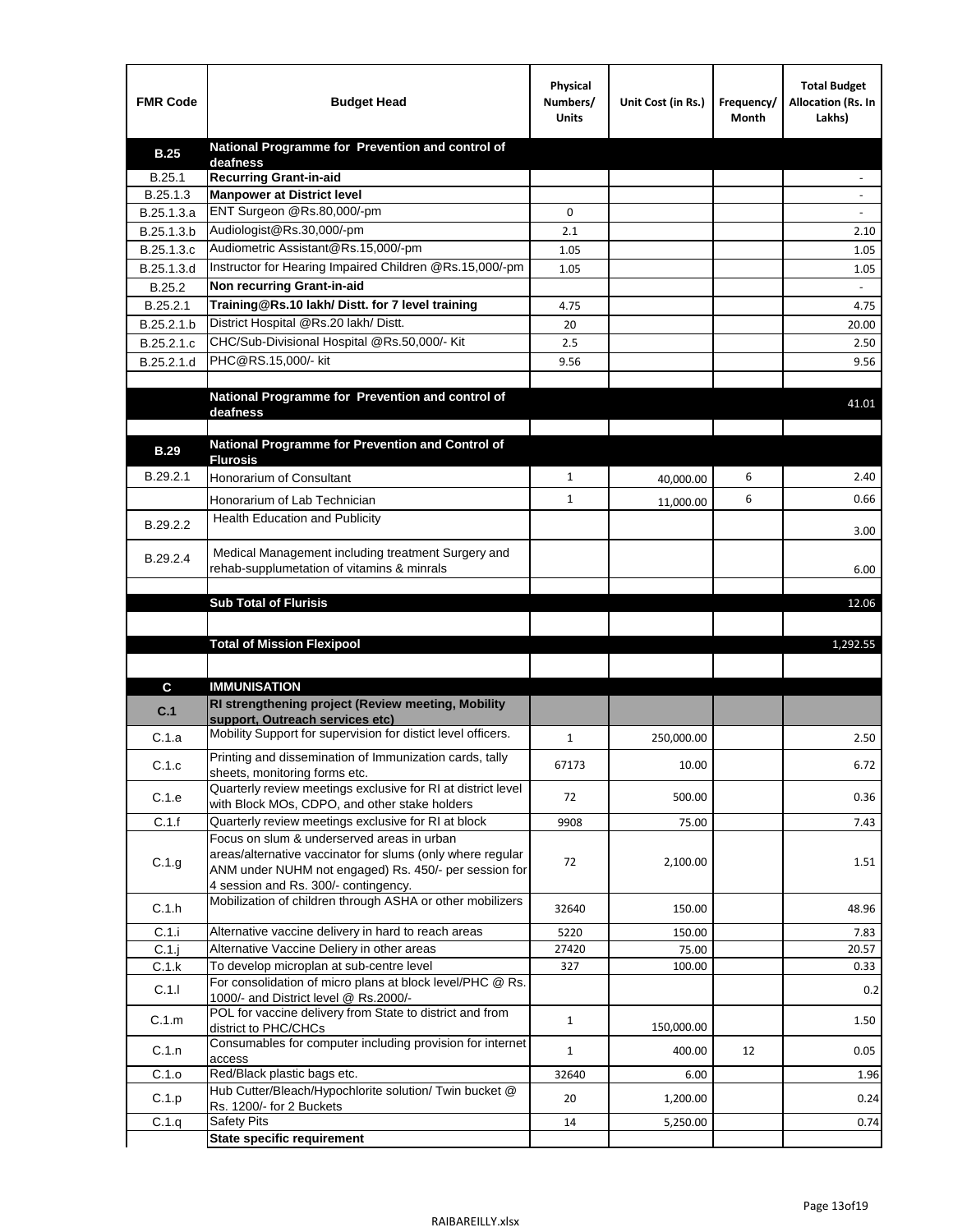| FMR Code | Budget Head | Physical Numbers/ Units | Unit Cost (in Rs.) | Frequency/ Month | Total Budget Allocation (Rs. In Lakhs) |
|---|---|---|---|---|---|
| **B.25** | **National Programme for Prevention and control of deafness** | | | | |
| B.25.1 | **Recurring Grant-in-aid** | | | | - |
| B.25.1.3 | **Manpower at District level** | | | | - |
| B.25.1.3.a | ENT Surgeon @Rs.80,000/-pm | 0 | | | - |
| B.25.1.3.b | Audiologist@Rs.30,000/-pm | 2.1 | | | 2.10 |
| B.25.1.3.c | Audiometric Assistant@Rs.15,000/-pm | 1.05 | | | 1.05 |
| B.25.1.3.d | Instructor for Hearing Impaired Children @Rs.15,000/-pm | 1.05 | | | 1.05 |
| B.25.2 | **Non recurring Grant-in-aid** | | | | - |
| B.25.2.1 | **Training@Rs.10 lakh/ Distt. for 7 level training** | 4.75 | | | 4.75 |
| B.25.2.1.b | District Hospital @Rs.20 lakh/ Distt. | 20 | | | 20.00 |
| B.25.2.1.c | CHC/Sub-Divisional Hospital @Rs.50,000/- Kit | 2.5 | | | 2.50 |
| B.25.2.1.d | PHC@RS.15,000/- kit | 9.56 | | | 9.56 |
| | | | | | |
| | **National Programme for Prevention and control of deafness** | | | | 41.01 |
| | | | | | |
| **B.29** | **National Programme for Prevention and Control of Flurosis** | | | | |
| B.29.2.1 | Honorarium of Consultant | 1 | 40,000.00 | 6 | 2.40 |
| | Honorarium of Lab Technician | 1 | 11,000.00 | 6 | 0.66 |
| B.29.2.2 | Health Education and Publicity | | | | 3.00 |
| B.29.2.4 | Medical Management including treatment Surgery and rehab-supplumetation of vitamins & minrals | | | | 6.00 |
| | | | | | |
| | **Sub Total of Flurisis** | | | | 12.06 |
| | | | | | |
| | **Total of Mission Flexipool** | | | | 1,292.55 |
| | | | | | |
| **C** | **IMMUNISATION** | | | | |
| **C.1** | **RI strengthening project (Review meeting, Mobility support, Outreach services etc)** | | | | |
| C.1.a | Mobility Support for supervision for distict level officers. | 1 | 250,000.00 | | 2.50 |
| C.1.c | Printing and dissemination of Immunization cards, tally sheets, monitoring forms etc. | 67173 | 10.00 | | 6.72 |
| C.1.e | Quarterly review meetings exclusive for RI at district level with Block MOs, CDPO, and other stake holders | 72 | 500.00 | | 0.36 |
| C.1.f | Quarterly review meetings exclusive for RI at block | 9908 | 75.00 | | 7.43 |
| C.1.g | Focus on slum & underserved areas in urban areas/alternative vaccinator for slums (only where regular ANM under NUHM not engaged) Rs. 450/- per session for 4 session and Rs. 300/- contingency. | 72 | 2,100.00 | | 1.51 |
| C.1.h | Mobilization of children through ASHA or other mobilizers | 32640 | 150.00 | | 48.96 |
| C.1.i | Alternative vaccine delivery in hard to reach areas | 5220 | 150.00 | | 7.83 |
| C.1.j | Alternative Vaccine Deliery in other areas | 27420 | 75.00 | | 20.57 |
| C.1.k | To develop microplan at sub-centre level | 327 | 100.00 | | 0.33 |
| C.1.l | For consolidation of micro plans at block level/PHC @ Rs. 1000/- and District level @ Rs.2000/- | | | | 0.2 |
| C.1.m | POL for vaccine delivery from State to district and from district to PHC/CHCs | 1 | 150,000.00 | | 1.50 |
| C.1.n | Consumables for computer including provision for internet access | 1 | 400.00 | 12 | 0.05 |
| C.1.o | Red/Black plastic bags etc. | 32640 | 6.00 | | 1.96 |
| C.1.p | Hub Cutter/Bleach/Hypochlorite solution/ Twin bucket @ Rs. 1200/- for 2 Buckets | 20 | 1,200.00 | | 0.24 |
| C.1.q | Safety Pits | 14 | 5,250.00 | | 0.74 |
| | **State specific requirement** | | | | |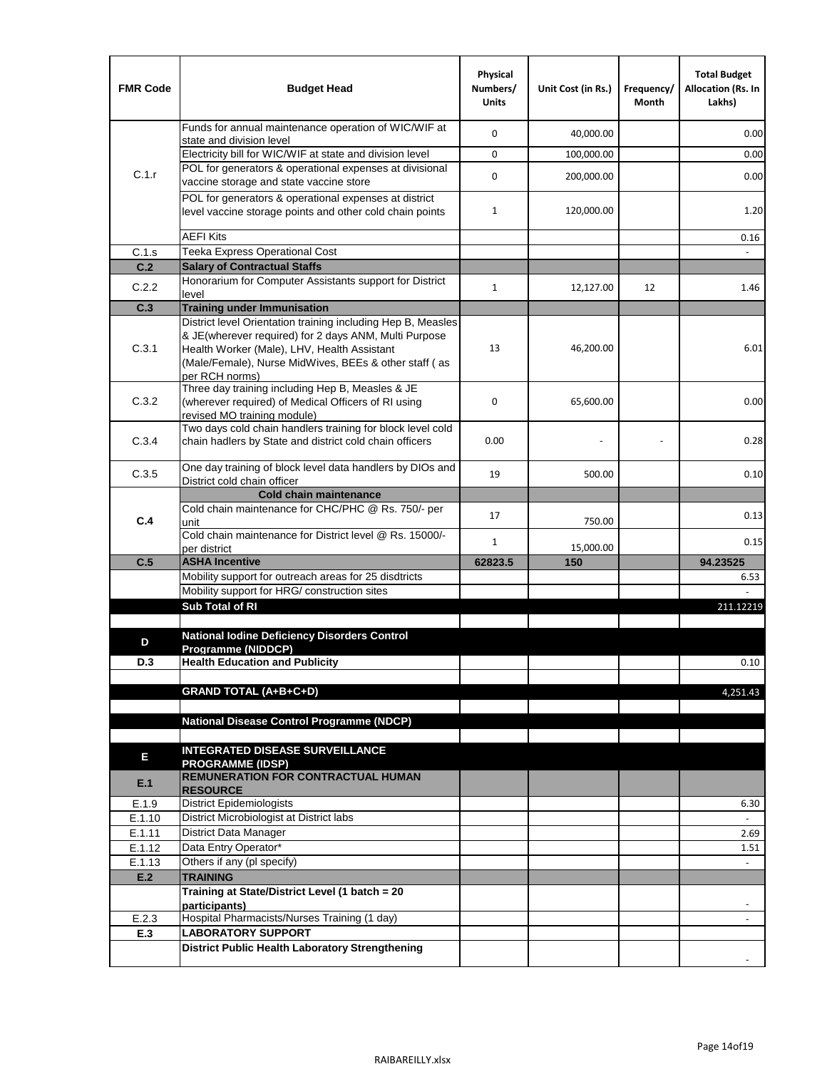| FMR Code | Budget Head | Physical Numbers/ Units | Unit Cost (in Rs.) | Frequency/ Month | Total Budget Allocation (Rs. In Lakhs) |
|---|---|---|---|---|---|
| C.1.r | Funds for annual maintenance operation of WIC/WIF at state and division level | 0 | 40,000.00 | | 0.00 |
| | Electricity bill for WIC/WIF at state and division level | 0 | 100,000.00 | | 0.00 |
| | POL for generators & operational expenses at divisional vaccine storage and state vaccine store | 0 | 200,000.00 | | 0.00 |
| | POL for generators & operational expenses at district level vaccine storage points and other cold chain points | 1 | 120,000.00 | | 1.20 |
| | AEFI Kits | | | | 0.16 |
| C.1.s | Teeka Express Operational Cost | | | | - |
| **C.2** | **Salary of Contractual Staffs** | | | | |
| C.2.2 | Honorarium for Computer Assistants support for District level | 1 | 12,127.00 | 12 | 1.46 |
| **C.3** | **Training under Immunisation** | | | | |
| C.3.1 | District level Orientation training including Hep B, Measles & JE(wherever required) for 2 days ANM, Multi Purpose Health Worker (Male), LHV, Health Assistant (Male/Female), Nurse MidWives, BEEs & other staff ( as per RCH norms) | 13 | 46,200.00 | | 6.01 |
| C.3.2 | Three day training including Hep B, Measles & JE (wherever required) of Medical Officers of RI using revised MO training module) | 0 | 65,600.00 | | 0.00 |
| C.3.4 | Two days cold chain handlers training for block level cold chain hadlers by State and district cold chain officers | 0.00 | - | - | 0.28 |
| C.3.5 | One day training of block level data handlers by DIOs and District cold chain officer | 19 | 500.00 | | 0.10 |
| **C.4** | **Cold chain maintenance** | | | | |
| | Cold chain maintenance for CHC/PHC @ Rs. 750/- per unit | 17 | 750.00 | | 0.13 |
| | Cold chain maintenance for District level @ Rs. 15000/- per district | 1 | 15,000.00 | | 0.15 |
| **C.5** | **ASHA Incentive** | **62823.5** | **150** | | **94.23525** |
| | Mobility support for outreach areas for 25 disdtricts | | | | 6.53 |
| | Mobility support for HRG/ construction sites | | | | - |
| | **Sub Total of RI** | | | | 211.12219 |
| | | | | | |
| **D** | **National Iodine Deficiency Disorders Control Programme (NIDDCP)** | | | | |
| **D.3** | **Health Education and Publicity** | | | | 0.10 |
| | | | | | |
| | **GRAND TOTAL (A+B+C+D)** | | | | 4,251.43 |
| | | | | | |
| | **National Disease Control Programme (NDCP)** | | | | |
| | | | | | |
| **E** | **INTEGRATED DISEASE SURVEILLANCE PROGRAMME (IDSP)** | | | | |
| **E.1** | **REMUNERATION FOR CONTRACTUAL HUMAN RESOURCE** | | | | |
| E.1.9 | District Epidemiologists | | | | 6.30 |
| E.1.10 | District Microbiologist at District labs | | | | - |
| E.1.11 | District Data Manager | | | | 2.69 |
| E.1.12 | Data Entry Operator* | | | | 1.51 |
| E.1.13 | Others if any (pl specify) | | | | - |
| **E.2** | **TRAINING** | | | | |
| | **Training at State/District Level (1 batch = 20 participants)** | | | | - |
| E.2.3 | Hospital Pharmacists/Nurses Training (1 day) | | | | - |
| **E.3** | **LABORATORY SUPPORT** | | | | |
| | **District Public Health Laboratory Strengthening** | | | | - |

RAIBAREILLY.xlsx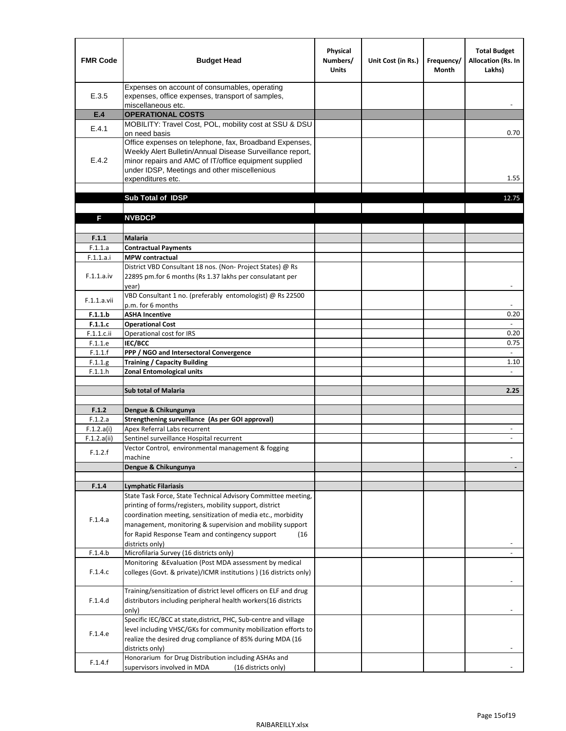| FMR Code | Budget Head | Physical Numbers/ Units | Unit Cost (in Rs.) | Frequency/ Month | Total Budget Allocation (Rs. In Lakhs) |
|---|---|---|---|---|---|
| E.3.5 | Expenses on account of consumables, operating expenses, office expenses, transport of samples, miscellaneous etc. | | | | - |
| **E.4** | **OPERATIONAL COSTS** | | | | |
| E.4.1 | MOBILITY: Travel Cost, POL, mobility cost at SSU & DSU on need basis | | | | 0.70 |
| E.4.2 | Office expenses on telephone, fax, Broadband Expenses, Weekly Alert Bulletin/Annual Disease Surveillance report, minor repairs and AMC of IT/office equipment supplied under IDSP, Meetings and other miscellenious expenditures etc. | | | | 1.55 |
| | | | | | |
| | **Sub Total of IDSP** | | | | 12.75 |
| | | | | | |
| **F** | **NVBDCP** | | | | |
| | | | | | |
| **F.1.1** | **Malaria** | | | | |
| F.1.1.a | **Contractual Payments** | | | | |
| F.1.1.a.i | **MPW contractual** | | | | |
| F.1.1.a.iv | District VBD Consultant 18 nos. (Non- Project States) @ Rs 22895 pm.for 6 months (Rs 1.37 lakhs per consulatant per year) | | | | - |
| F.1.1.a.vii | VBD Consultant 1 no. (preferably entomologist) @ Rs 22500 p.m. for 6 months | | | | - |
| **F.1.1.b** | **ASHA Incentive** | | | | 0.20 |
| **F.1.1.c** | **Operational Cost** | | | | - |
| F.1.1.c.ii | Operational cost for IRS | | | | 0.20 |
| F.1.1.e | **IEC/BCC** | | | | 0.75 |
| F.1.1.f | **PPP / NGO and Intersectoral Convergence** | | | | - |
| F.1.1.g | **Training / Capacity Building** | | | | 1.10 |
| F.1.1.h | **Zonal Entomological units** | | | | - |
| | | | | | |
| | **Sub total of Malaria** | | | | **2.25** |
| | | | | | |
| **F.1.2** | **Dengue & Chikungunya** | | | | |
| F.1.2.a | **Strengthening surveillance (As per GOI approval)** | | | | |
| F.1.2.a(i) | Apex Referral Labs recurrent | | | | - |
| F.1.2.a(ii) | Sentinel surveillance Hospital recurrent | | | | - |
| F.1.2.f | Vector Control, environmental management & fogging machine | | | | - |
| | **Dengue & Chikungunya** | | | | **-** |
| | | | | | |
| **F.1.4** | **Lymphatic Filariasis** | | | | |
| F.1.4.a | State Task Force, State Technical Advisory Committee meeting, printing of forms/registers, mobility support, district coordination meeting, sensitization of media etc., morbidity management, monitoring & supervision and mobility support for Rapid Response Team and contingency support (16 districts only) | | | | - |
| F.1.4.b | Microfilaria Survey (16 districts only) | | | | - |
| F.1.4.c | Monitoring &Evaluation (Post MDA assessment by medical colleges (Govt. & private)/ICMR institutions ) (16 districts only) | | | | - |
| F.1.4.d | Training/sensitization of district level officers on ELF and drug distributors including peripheral health workers(16 districts only) | | | | - |
| F.1.4.e | Specific IEC/BCC at state,district, PHC, Sub-centre and village level including VHSC/GKs for community mobilization efforts to realize the desired drug compliance of 85% during MDA (16 districts only) | | | | - |
| F.1.4.f | Honorarium for Drug Distribution including ASHAs and supervisors involved in MDA (16 districts only) | | | | - |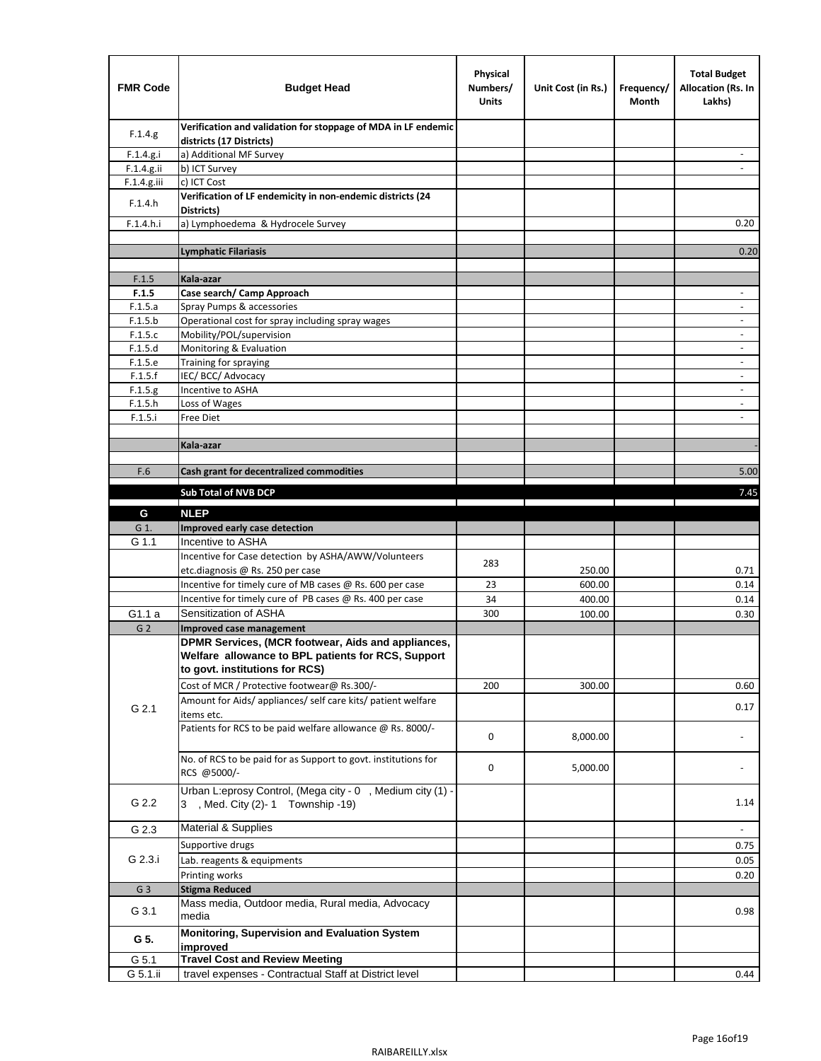| FMR Code | Budget Head | Physical Numbers/ Units | Unit Cost (in Rs.) | Frequency/ Month | Total Budget Allocation (Rs. In Lakhs) |
|---|---|---|---|---|---|
| F.1.4.g | **Verification and validation for stoppage of MDA in LF endemic districts (17 Districts)** | | | | |
| F.1.4.g.i | a) Additional MF Survey | | | | - |
| F.1.4.g.ii | b) ICT Survey | | | | - |
| F.1.4.g.iii | c) ICT Cost | | | | |
| F.1.4.h | **Verification of LF endemicity in non-endemic districts (24 Districts)** | | | | |
| F.1.4.h.i | a) Lymphoedema & Hydrocele Survey | | | | 0.20 |
| | | | | | |
| | **Lymphatic Filariasis** | | | | 0.20 |
| | | | | | |
| F.1.5 | **Kala-azar** | | | | |
| **F.1.5** | **Case search/ Camp Approach** | | | | - |
| F.1.5.a | Spray Pumps & accessories | | | | - |
| F.1.5.b | Operational cost for spray including spray wages | | | | - |
| F.1.5.c | Mobility/POL/supervision | | | | - |
| F.1.5.d | Monitoring & Evaluation | | | | - |
| F.1.5.e | Training for spraying | | | | - |
| F.1.5.f | IEC/ BCC/ Advocacy | | | | - |
| F.1.5.g | Incentive to ASHA | | | | - |
| F.1.5.h | Loss of Wages | | | | - |
| F.1.5.i | Free Diet | | | | - |
| | | | | | |
| | **Kala-azar** | | | | - |
| | | | | | |
| F.6 | **Cash grant for decentralized commodities** | | | | 5.00 |
| | **Sub Total of NVB DCP** | | | | 7.45 |
| **G** | **NLEP** | | | | |
| G 1. | **Improved early case detection** | | | | |
| G 1.1 | Incentive to ASHA | | | | |
| | Incentive for Case detection by ASHA/AWW/Volunteers etc.diagnosis @ Rs. 250 per case | 283 | 250.00 | | 0.71 |
| | Incentive for timely cure of MB cases @ Rs. 600 per case | 23 | 600.00 | | 0.14 |
| | Incentive for timely cure of PB cases @ Rs. 400 per case | 34 | 400.00 | | 0.14 |
| G1.1 a | Sensitization of ASHA | 300 | 100.00 | | 0.30 |
| G 2 | **Improved case management** | | | | |
| G 2.1 | **DPMR Services, (MCR footwear, Aids and appliances, Welfare allowance to BPL patients for RCS, Support to govt. institutions for RCS)** | | | | |
| | Cost of MCR / Protective footwear@ Rs.300/- | 200 | 300.00 | | 0.60 |
| | Amount for Aids/ appliances/ self care kits/ patient welfare items etc. | | | | 0.17 |
| | Patients for RCS to be paid welfare allowance @ Rs. 8000/- | 0 | 8,000.00 | | - |
| | No. of RCS to be paid for as Support to govt. institutions for RCS @5000/- | 0 | 5,000.00 | | - |
| G 2.2 | Urban L:eprosy Control, (Mega city - 0 , Medium city (1) - 3 , Med. City (2)- 1 Township -19) | | | | 1.14 |
| G 2.3 | Material & Supplies | | | | - |
| G 2.3.i | Supportive drugs | | | | 0.75 |
| | Lab. reagents & equipments | | | | 0.05 |
| | Printing works | | | | 0.20 |
| G 3 | **Stigma Reduced** | | | | |
| G 3.1 | Mass media, Outdoor media, Rural media, Advocacy media | | | | 0.98 |
| **G 5.** | **Monitoring, Supervision and Evaluation System improved** | | | | |
| G 5.1 | **Travel Cost and Review Meeting** | | | | |
| G 5.1.ii | travel expenses - Contractual Staff at District level | | | | 0.44 |

RAIBAREILLY.xlsx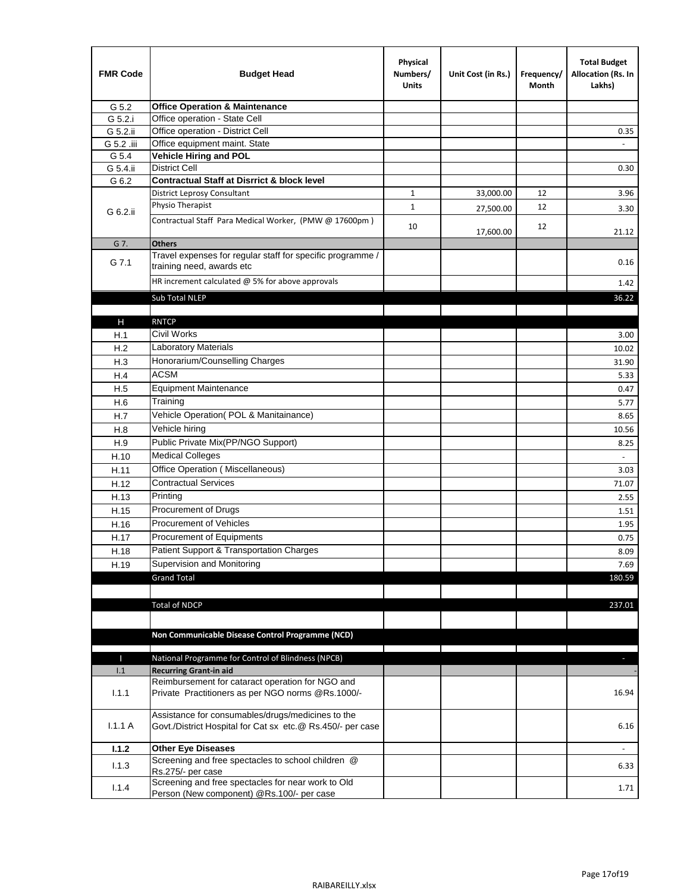| FMR Code | Budget Head | Physical Numbers/ Units | Unit Cost (in Rs.) | Frequency/ Month | Total Budget Allocation (Rs. In Lakhs) |
|---|---|---|---|---|---|
| G 5.2 | **Office Operation & Maintenance** | | | | |
| G 5.2.i | Office operation - State Cell | | | | |
| G 5.2.ii | Office operation - District Cell | | | | 0.35 |
| G 5.2 .iii | Office equipment maint. State | | | | - |
| G 5.4 | **Vehicle Hiring and POL** | | | | |
| G 5.4.ii | District Cell | | | | 0.30 |
| G 6.2 | **Contractual Staff at Disrrict & block level** | | | | |
| G 6.2.ii | District Leprosy Consultant | 1 | 33,000.00 | 12 | 3.96 |
| | Physio Therapist | 1 | 27,500.00 | 12 | 3.30 |
| | Contractual Staff Para Medical Worker, (PMW @ 17600pm ) | 10 | 17,600.00 | 12 | 21.12 |
| G 7. | **Others** | | | | |
| G 7.1 | Travel expenses for regular staff for specific programme / training need, awards etc | | | | 0.16 |
| | HR increment calculated @ 5% for above approvals | | | | 1.42 |
| | Sub Total NLEP | | | | 36.22 |
| | | | | | |
| H | RNTCP | | | | |
| H.1 | Civil Works | | | | 3.00 |
| H.2 | Laboratory Materials | | | | 10.02 |
| H.3 | Honorarium/Counselling Charges | | | | 31.90 |
| H.4 | ACSM | | | | 5.33 |
| H.5 | Equipment Maintenance | | | | 0.47 |
| H.6 | Training | | | | 5.77 |
| H.7 | Vehicle Operation( POL & Manitainance) | | | | 8.65 |
| H.8 | Vehicle hiring | | | | 10.56 |
| H.9 | Public Private Mix(PP/NGO Support) | | | | 8.25 |
| H.10 | Medical Colleges | | | | - |
| H.11 | Office Operation ( Miscellaneous) | | | | 3.03 |
| H.12 | Contractual Services | | | | 71.07 |
| H.13 | Printing | | | | 2.55 |
| H.15 | Procurement of Drugs | | | | 1.51 |
| H.16 | Procurement of Vehicles | | | | 1.95 |
| H.17 | Procurement of Equipments | | | | 0.75 |
| H.18 | Patient Support & Transportation Charges | | | | 8.09 |
| H.19 | Supervision and Monitoring | | | | 7.69 |
| | Grand Total | | | | 180.59 |
| | | | | | |
| | Total of NDCP | | | | 237.01 |
| | | | | | |
| | **Non Communicable Disease Control Programme (NCD)** | | | | |
| | | | | | |
| I | National Programme for Control of Blindness (NPCB) | | | | - |
| I.1 | **Recurring Grant-in aid** | | | | - |
| I.1.1 | Reimbursement for cataract operation for NGO and Private Practitioners as per NGO norms @Rs.1000/- | | | | 16.94 |
| I.1.1 A | Assistance for consumables/drugs/medicines to the Govt./District Hospital for Cat sx etc.@ Rs.450/- per case | | | | 6.16 |
| **I.1.2** | **Other Eye Diseases** | | | | - |
| I.1.3 | Screening and free spectacles to school children @ Rs.275/- per case | | | | 6.33 |
| I.1.4 | Screening and free spectacles for near work to Old Person (New component) @Rs.100/- per case | | | | 1.71 |

RAIBAREILLY.xlsx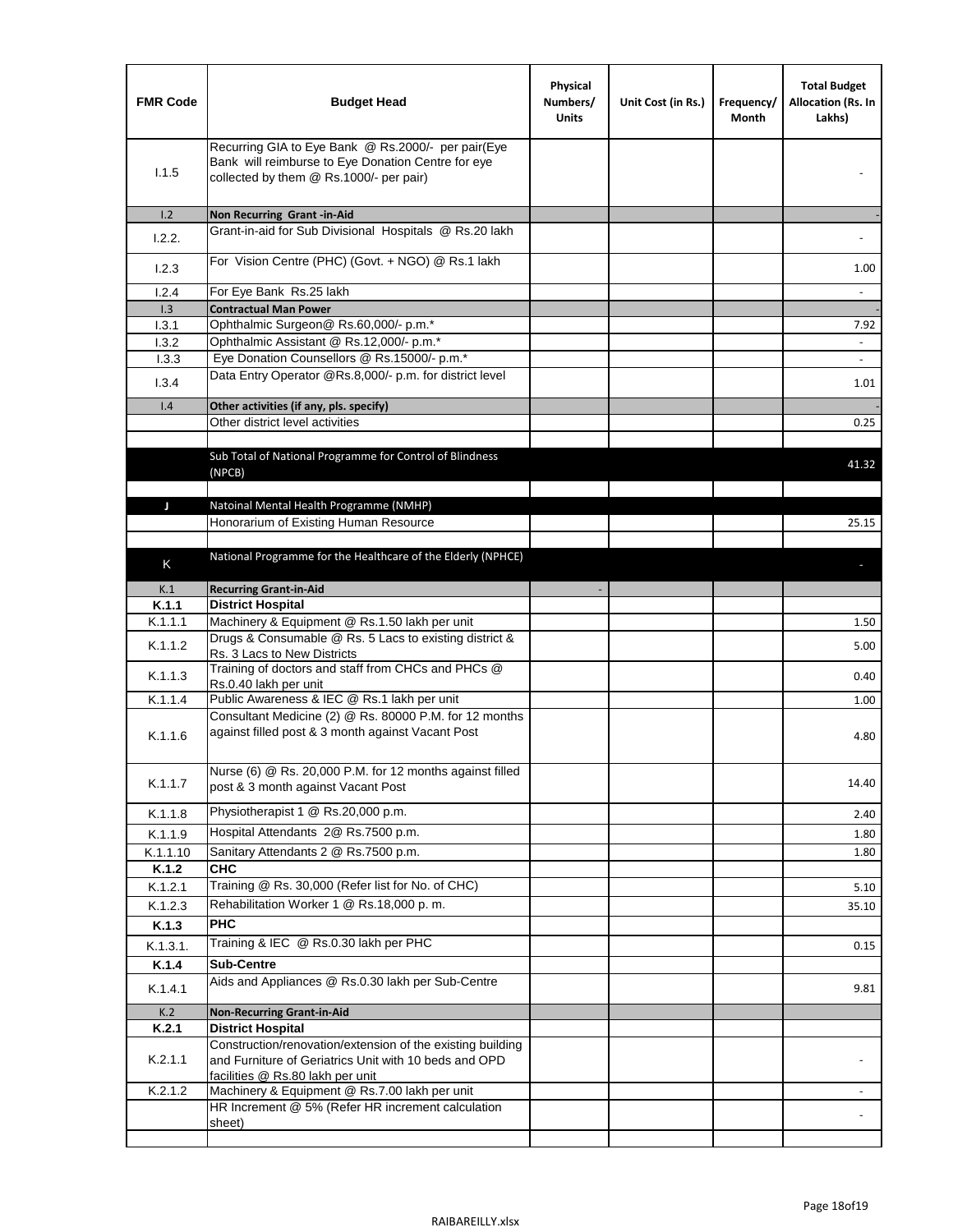| FMR Code | Budget Head | Physical Numbers/ Units | Unit Cost (in Rs.) | Frequency/ Month | Total Budget Allocation (Rs. In Lakhs) |
|---|---|---|---|---|---|
| I.1.5 | Recurring GIA to Eye Bank @ Rs.2000/- per pair(Eye Bank will reimburse to Eye Donation Centre for eye collected by them @ Rs.1000/- per pair) | | | | - |
| I.2 | **Non Recurring Grant -in-Aid** | | | | - |
| I.2.2. | Grant-in-aid for Sub Divisional Hospitals @ Rs.20 lakh | | | | - |
| I.2.3 | For Vision Centre (PHC) (Govt. + NGO) @ Rs.1 lakh | | | | 1.00 |
| I.2.4 | For Eye Bank Rs.25 lakh | | | | - |
| I.3 | **Contractual Man Power** | | | | - |
| I.3.1 | Ophthalmic Surgeon@ Rs.60,000/- p.m.* | | | | 7.92 |
| I.3.2 | Ophthalmic Assistant @ Rs.12,000/- p.m.* | | | | - |
| I.3.3 | Eye Donation Counsellors @ Rs.15000/- p.m.* | | | | - |
| I.3.4 | Data Entry Operator @Rs.8,000/- p.m. for district level | | | | 1.01 |
| I.4 | **Other activities (if any, pls. specify)** | | | | - |
| | Other district level activities | | | | 0.25 |
| | | | | | |
| | Sub Total of National Programme for Control of Blindness (NPCB) | | | | 41.32 |
| | | | | | |
| J | Natoinal Mental Health Programme (NMHP) | | | | |
| | Honorarium of Existing Human Resource | | | | 25.15 |
| | | | | | |
| K | National Programme for the Healthcare of the Elderly (NPHCE) | | | | - |
| K.1 | **Recurring Grant-in-Aid** | - | | | |
| **K.1.1** | **District Hospital** | | | | |
| K.1.1.1 | Machinery & Equipment @ Rs.1.50 lakh per unit | | | | 1.50 |
| K.1.1.2 | Drugs & Consumable @ Rs. 5 Lacs to existing district & Rs. 3 Lacs to New Districts | | | | 5.00 |
| K.1.1.3 | Training of doctors and staff from CHCs and PHCs @ Rs.0.40 lakh per unit | | | | 0.40 |
| K.1.1.4 | Public Awareness & IEC @ Rs.1 lakh per unit | | | | 1.00 |
| K.1.1.6 | Consultant Medicine (2) @ Rs. 80000 P.M. for 12 months against filled post & 3 month against Vacant Post | | | | 4.80 |
| K.1.1.7 | Nurse (6) @ Rs. 20,000 P.M. for 12 months against filled post & 3 month against Vacant Post | | | | 14.40 |
| K.1.1.8 | Physiotherapist 1 @ Rs.20,000 p.m. | | | | 2.40 |
| K.1.1.9 | Hospital Attendants 2@ Rs.7500 p.m. | | | | 1.80 |
| K.1.1.10 | Sanitary Attendants 2 @ Rs.7500 p.m. | | | | 1.80 |
| **K.1.2** | **CHC** | | | | |
| K.1.2.1 | Training @ Rs. 30,000 (Refer list for No. of CHC) | | | | 5.10 |
| K.1.2.3 | Rehabilitation Worker 1 @ Rs.18,000 p. m. | | | | 35.10 |
| **K.1.3** | **PHC** | | | | |
| K.1.3.1. | Training & IEC @ Rs.0.30 lakh per PHC | | | | 0.15 |
| **K.1.4** | **Sub-Centre** | | | | |
| K.1.4.1 | Aids and Appliances @ Rs.0.30 lakh per Sub-Centre | | | | 9.81 |
| K.2 | **Non-Recurring Grant-in-Aid** | | | | |
| **K.2.1** | **District Hospital** | | | | |
| K.2.1.1 | Construction/renovation/extension of the existing building and Furniture of Geriatrics Unit with 10 beds and OPD facilities @ Rs.80 lakh per unit | | | | - |
| K.2.1.2 | Machinery & Equipment @ Rs.7.00 lakh per unit | | | | - |
| | HR Increment @ 5% (Refer HR increment calculation sheet) | | | | - |
| | | | | | |

RAIBAREILLY.xlsx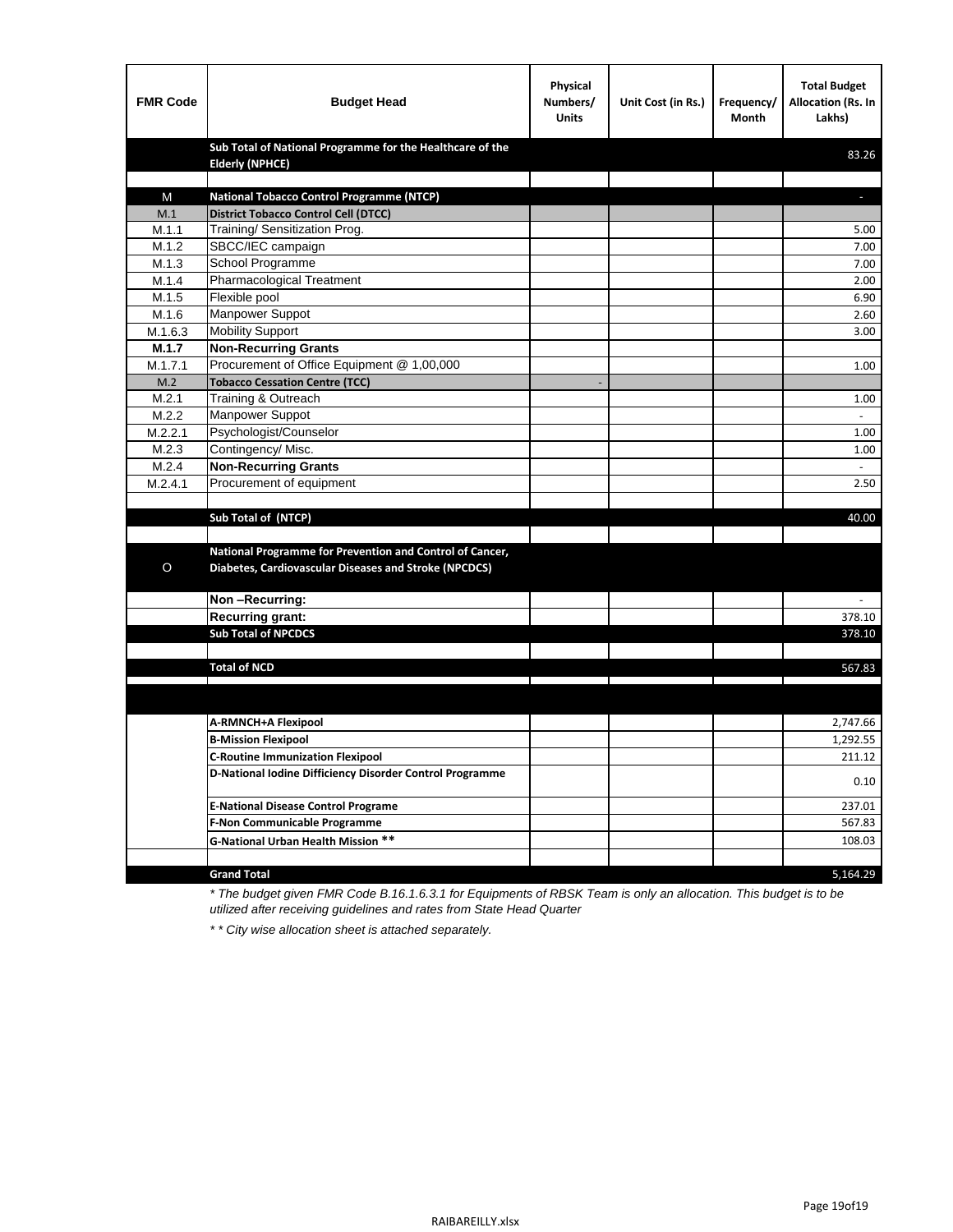| FMR Code | Budget Head | Physical Numbers/ Units | Unit Cost (in Rs.) | Frequency/ Month | Total Budget Allocation (Rs. In Lakhs) |
|---|---|---|---|---|---|
| | **Sub Total of National Programme for the Healthcare of the Elderly (NPHCE)** | | | | 83.26 |
| | | | | | |
| M | **National Tobacco Control Programme (NTCP)** | | | | - |
| M.1 | **District Tobacco Control Cell (DTCC)** | | | | |
| M.1.1 | Training/ Sensitization Prog. | | | | 5.00 |
| M.1.2 | SBCC/IEC campaign | | | | 7.00 |
| M.1.3 | School Programme | | | | 7.00 |
| M.1.4 | Pharmacological Treatment | | | | 2.00 |
| M.1.5 | Flexible pool | | | | 6.90 |
| M.1.6 | Manpower Suppot | | | | 2.60 |
| M.1.6.3 | Mobility Support | | | | 3.00 |
| **M.1.7** | **Non-Recurring Grants** | | | | |
| M.1.7.1 | Procurement of Office Equipment @ 1,00,000 | | | | 1.00 |
| M.2 | **Tobacco Cessation Centre (TCC)** | - | | | |
| M.2.1 | Training & Outreach | | | | 1.00 |
| M.2.2 | Manpower Suppot | | | | - |
| M.2.2.1 | Psychologist/Counselor | | | | 1.00 |
| M.2.3 | Contingency/ Misc. | | | | 1.00 |
| M.2.4 | **Non-Recurring Grants** | | | | - |
| M.2.4.1 | Procurement of equipment | | | | 2.50 |
| | | | | | |
| | **Sub Total of (NTCP)** | | | | 40.00 |
| | | | | | |
| O | **National Programme for Prevention and Control of Cancer, Diabetes, Cardiovascular Diseases and Stroke (NPCDCS)** | | | | |
| | **Non –Recurring:** | | | | - |
| | **Recurring grant:** | | | | 378.10 |
| | **Sub Total of NPCDCS** | | | | 378.10 |
| | | | | | |
| | **Total of NCD** | | | | 567.83 |
| | | | | | |
| | **A-RMNCH+A Flexipool** | | | | 2,747.66 |
| | **B-Mission Flexipool** | | | | 1,292.55 |
| | **C-Routine Immunization Flexipool** | | | | 211.12 |
| | **D-National Iodine Difficiency Disorder Control Programme** | | | | 0.10 |
| | **E-National Disease Control Programe** | | | | 237.01 |
| | **F-Non Communicable Programme** | | | | 567.83 |
| | **G-National Urban Health Mission \*\*** | | | | 108.03 |
| | | | | | |
| | **Grand Total** | | | | 5,164.29 |

*\* The budget given FMR Code B.16.1.6.3.1 for Equipments of RBSK Team is only an allocation. This budget is to be utilized after receiving guidelines and rates from State Head Quarter*

*\* \* City wise allocation sheet is attached separately.*

RAIBAREILLY.xlsx